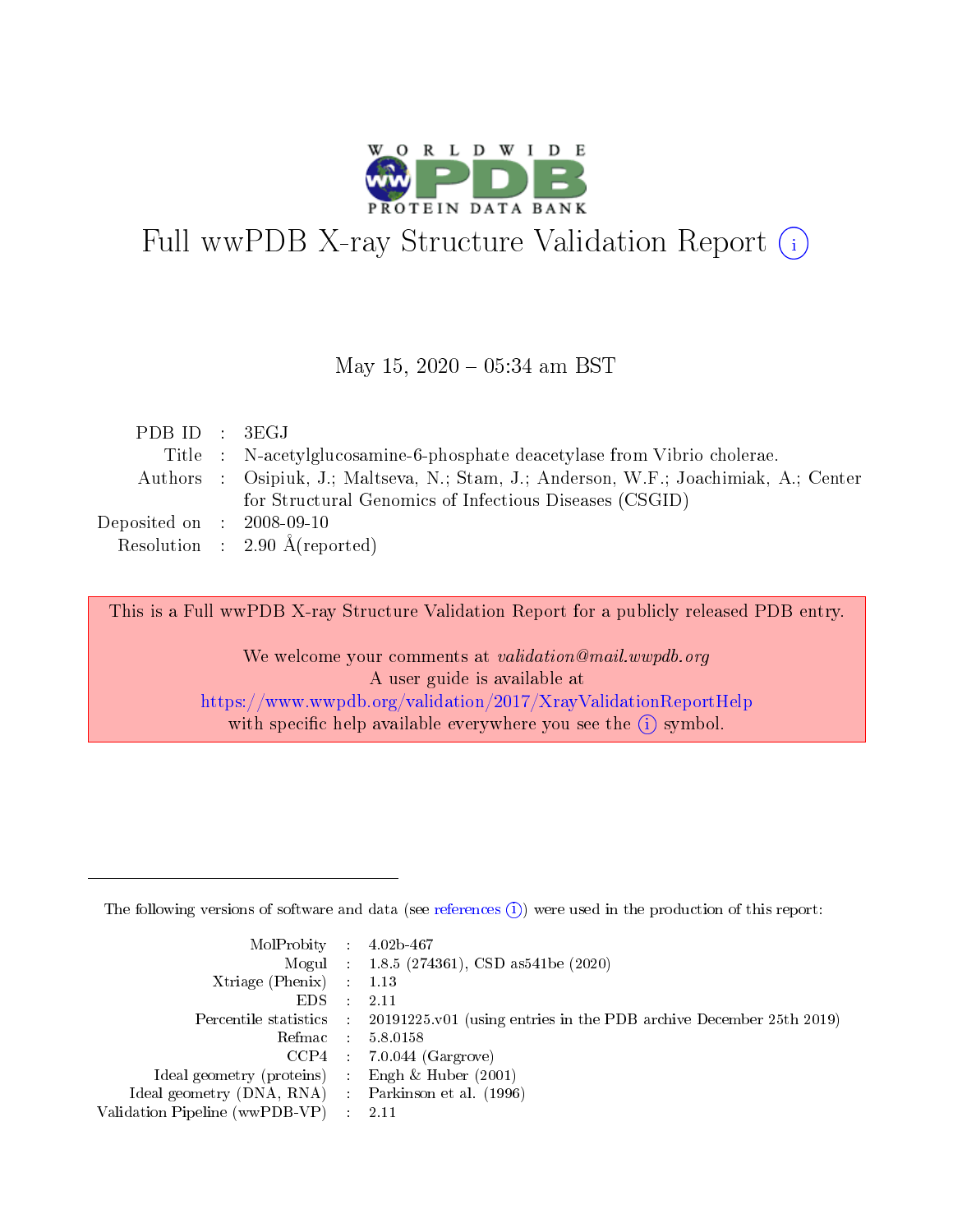# Full wwPDB X-ray Structure Validation Report (i)

May 15, 2020 – 05:34 am BST

| | | |
|---|---|---|
| PDB ID | : | 3EGJ |
| Title | : | N-acetylglucosamine-6-phosphate deacetylase from Vibrio cholerae. |
| Authors | : | Osipiuk, J.; Maltseva, N.; Stam, J.; Anderson, W.F.; Joachimiak, A.; Center for Structural Genomics of Infectious Diseases (CSGID) |
| Deposited on | : | 2008-09-10 |
| Resolution | : | 2.90 Å(reported) |

This is a Full wwPDB X-ray Structure Validation Report for a publicly released PDB entry.

We welcome your comments at *validation@mail.wwpdb.org*
A user guide is available at
https://www.wwpdb.org/validation/2017/XrayValidationReportHelp
with specific help available everywhere you see the (i) symbol.

The following versions of software and data (see references (i)) were used in the production of this report:

| | | |
|---|---|---|
| MolProbity | : | 4.02b-467 |
| Mogul | : | 1.8.5 (274361), CSD as541be (2020) |
| Xtriage (Phenix) | : | 1.13 |
| EDS | : | 2.11 |
| Percentile statistics | : | 20191225.v01 (using entries in the PDB archive December 25th 2019) |
| Refmac | : | 5.8.0158 |
| CCP4 | : | 7.0.044 (Gargrove) |
| Ideal geometry (proteins) | : | Engh & Huber (2001) |
| Ideal geometry (DNA, RNA) | : | Parkinson et al. (1996) |
| Validation Pipeline (wwPDB-VP) | : | 2.11 |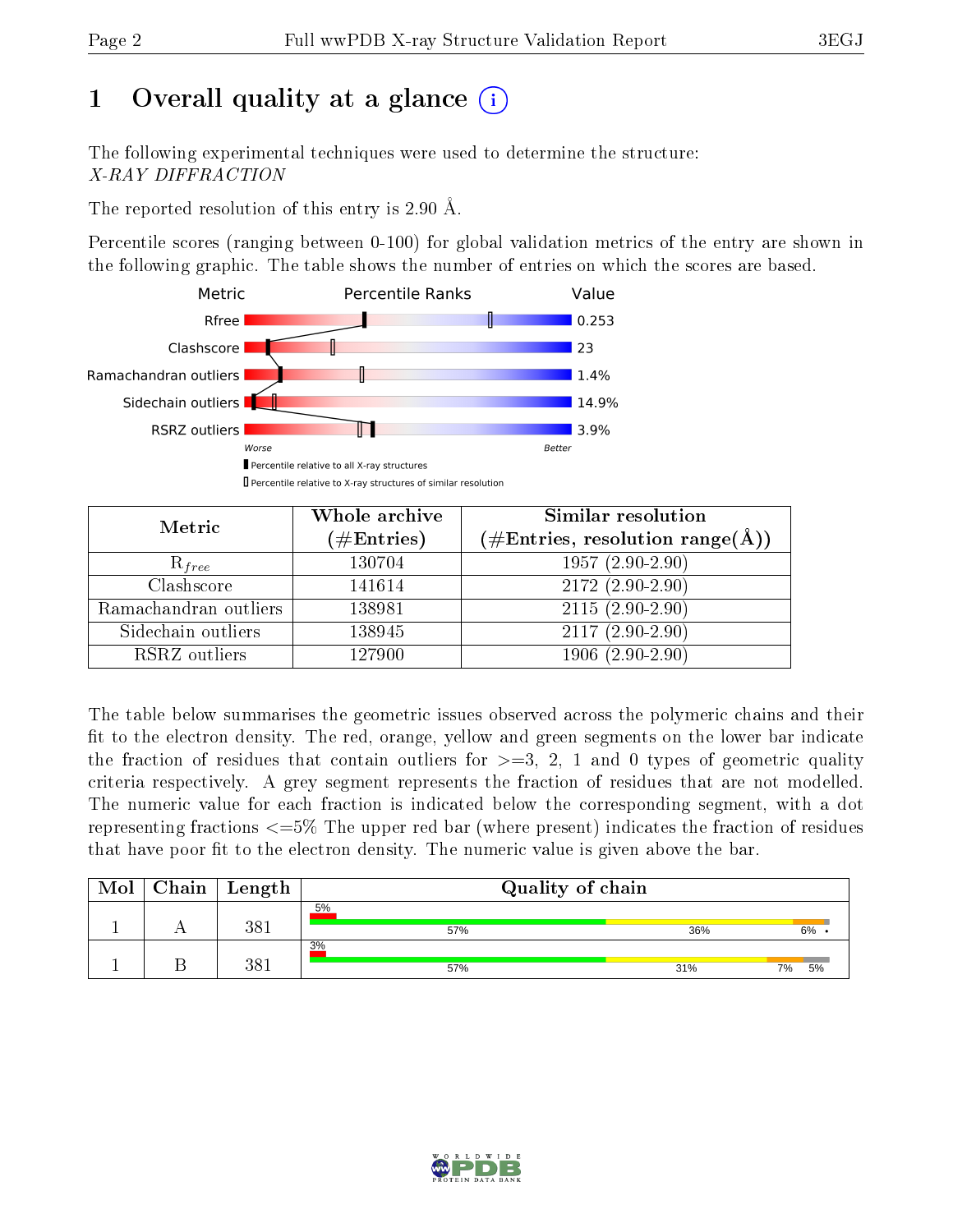# 1 Overall quality at a glance (i)

The following experimental techniques were used to determine the structure:
*X-RAY DIFFRACTION*

The reported resolution of this entry is 2.90 Å.

Percentile scores (ranging between 0-100) for global validation metrics of the entry are shown in the following graphic. The table shows the number of entries on which the scores are based.

| Metric | Value |
|---|---|
| Rfree | 0.253 |
| Clashscore | 23 |
| Ramachandran outliers | 1.4% |
| Sidechain outliers | 14.9% |
| RSRZ outliers | 3.9% |

| Metric | Whole archive (#Entries) | Similar resolution (#Entries, resolution range(Å)) |
|---|---|---|
| $R_{free}$ | 130704 | 1957 (2.90-2.90) |
| Clashscore | 141614 | 2172 (2.90-2.90) |
| Ramachandran outliers | 138981 | 2115 (2.90-2.90) |
| Sidechain outliers | 138945 | 2117 (2.90-2.90) |
| RSRZ outliers | 127900 | 1906 (2.90-2.90) |

The table below summarises the geometric issues observed across the polymeric chains and their fit to the electron density. The red, orange, yellow and green segments on the lower bar indicate the fraction of residues that contain outliers for >=3, 2, 1 and 0 types of geometric quality criteria respectively. A grey segment represents the fraction of residues that are not modelled. The numeric value for each fraction is indicated below the corresponding segment, with a dot representing fractions <=5% The upper red bar (where present) indicates the fraction of residues that have poor fit to the electron density. The numeric value is given above the bar.

| Mol | Chain | Length | Quality of chain |
|---|---|---|---|
| 1 | A | 381 | 5% / 57% / 36% / 6% / • |
| 1 | B | 381 | 3% / 57% / 31% / 7% / 5% |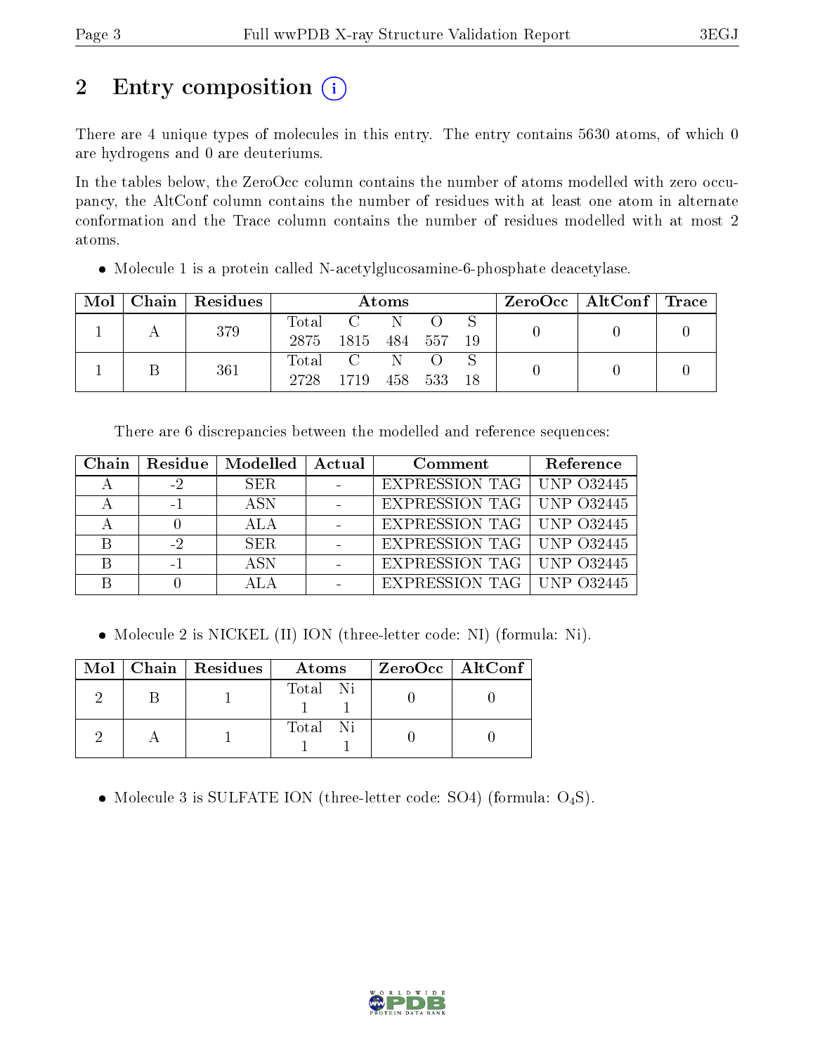# 2 Entry composition

There are 4 unique types of molecules in this entry. The entry contains 5630 atoms, of which 0 are hydrogens and 0 are deuteriums.

In the tables below, the ZeroOcc column contains the number of atoms modelled with zero occupancy, the AltConf column contains the number of residues with at least one atom in alternate conformation and the Trace column contains the number of residues modelled with at most 2 atoms.

- Molecule 1 is a protein called N-acetylglucosamine-6-phosphate deacetylase.

| Mol | Chain | Residues | Atoms | | | | | ZeroOcc | AltConf | Trace |
|---|---|---|---|---|---|---|---|---|---|---|
| 1 | A | 379 | Total 2875 | C 1815 | N 484 | O 557 | S 19 | 0 | 0 | 0 |
| 1 | B | 361 | Total 2728 | C 1719 | N 458 | O 533 | S 18 | 0 | 0 | 0 |

There are 6 discrepancies between the modelled and reference sequences:

| Chain | Residue | Modelled | Actual | Comment | Reference |
|---|---|---|---|---|---|
| A | -2 | SER | - | EXPRESSION TAG | UNP O32445 |
| A | -1 | ASN | - | EXPRESSION TAG | UNP O32445 |
| A | 0 | ALA | - | EXPRESSION TAG | UNP O32445 |
| B | -2 | SER | - | EXPRESSION TAG | UNP O32445 |
| B | -1 | ASN | - | EXPRESSION TAG | UNP O32445 |
| B | 0 | ALA | - | EXPRESSION TAG | UNP O32445 |

- Molecule 2 is NICKEL (II) ION (three-letter code: NI) (formula: Ni).

| Mol | Chain | Residues | Atoms | | ZeroOcc | AltConf |
|---|---|---|---|---|---|---|
| 2 | B | 1 | Total 1 | Ni 1 | 0 | 0 |
| 2 | A | 1 | Total 1 | Ni 1 | 0 | 0 |

- Molecule 3 is SULFATE ION (three-letter code: SO4) (formula: $O_4S$).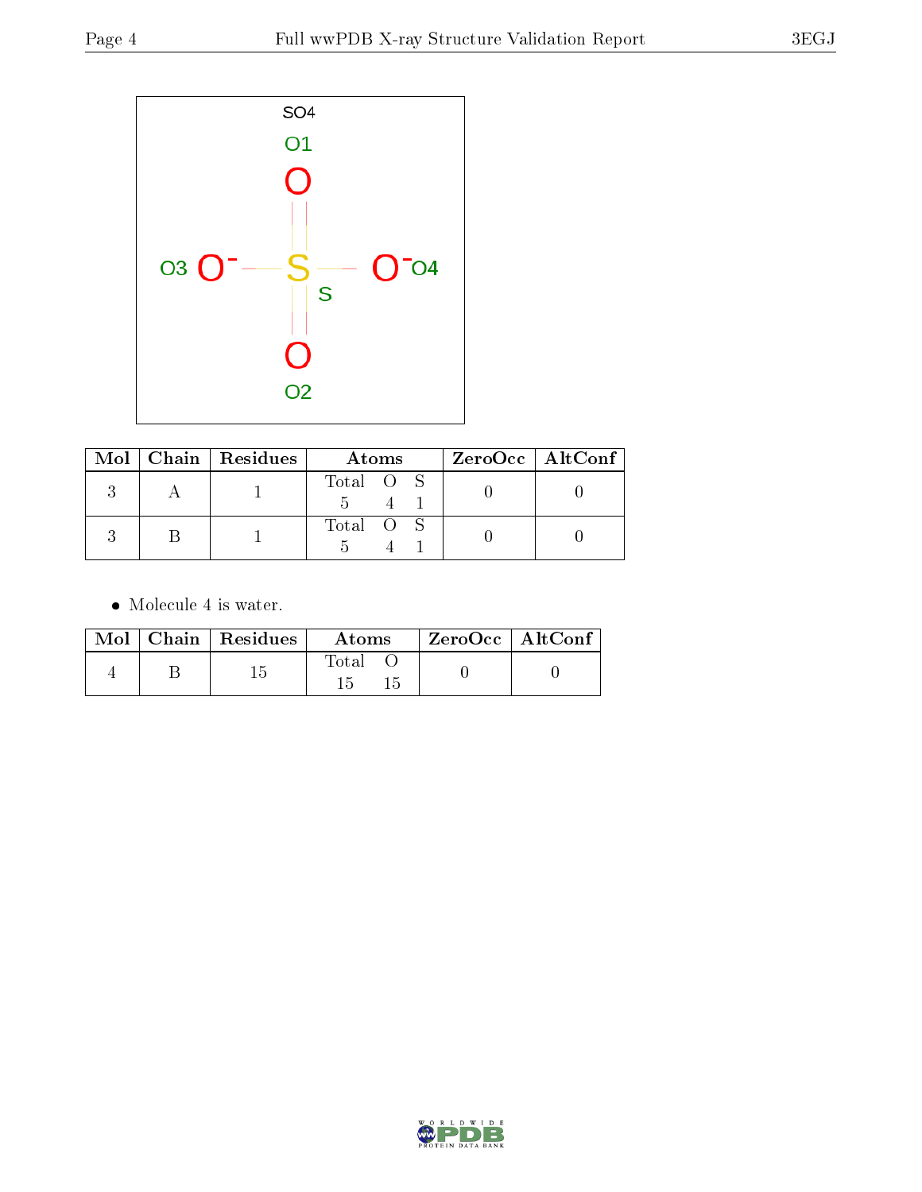| Mol | Chain | Residues | Atoms | ZeroOcc | AltConf |
|---|---|---|---|---|---|
| 3 | A | 1 | Total O S<br>5 4 1 | 0 | 0 |
| 3 | B | 1 | Total O S<br>5 4 1 | 0 | 0 |

- Molecule 4 is water.

| Mol | Chain | Residues | Atoms | ZeroOcc | AltConf |
|---|---|---|---|---|---|
| 4 | B | 15 | Total O<br>15 15 | 0 | 0 |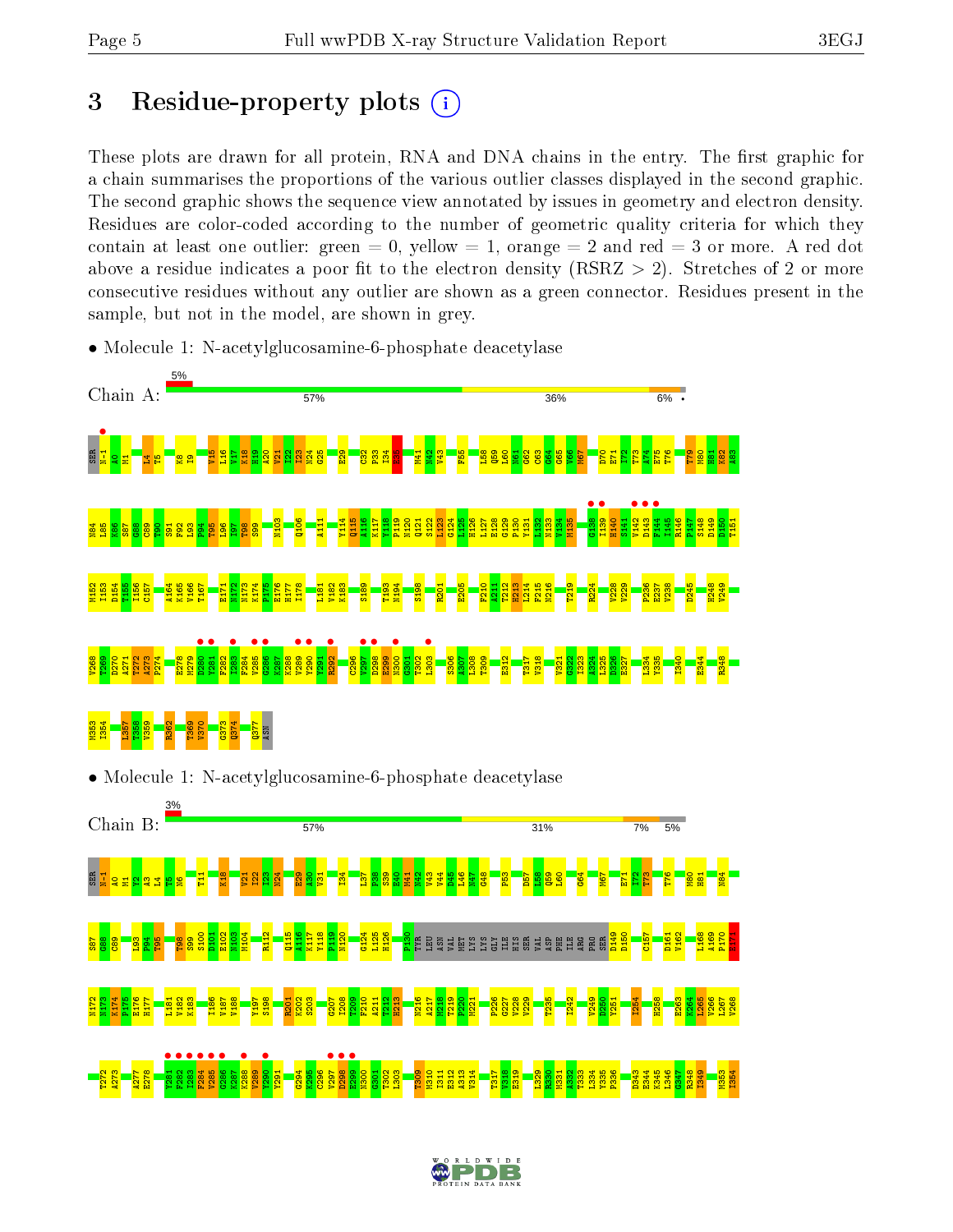# 3 Residue-property plots

These plots are drawn for all protein, RNA and DNA chains in the entry. The first graphic for a chain summarises the proportions of the various outlier classes displayed in the second graphic. The second graphic shows the sequence view annotated by issues in geometry and electron density. Residues are color-coded according to the number of geometric quality criteria for which they contain at least one outlier: green = 0, yellow = 1, orange = 2 and red = 3 or more. A red dot above a residue indicates a poor fit to the electron density (RSRZ > 2). Stretches of 2 or more consecutive residues without any outlier are shown as a green connector. Residues present in the sample, but not in the model, are shown in grey.

- Molecule 1: N-acetylglucosamine-6-phosphate deacetylase

Chain A: 5% | 57% | 36% | 6% | •

- Molecule 1: N-acetylglucosamine-6-phosphate deacetylase

Chain B: 3% | 57% | 31% | 7% | 5%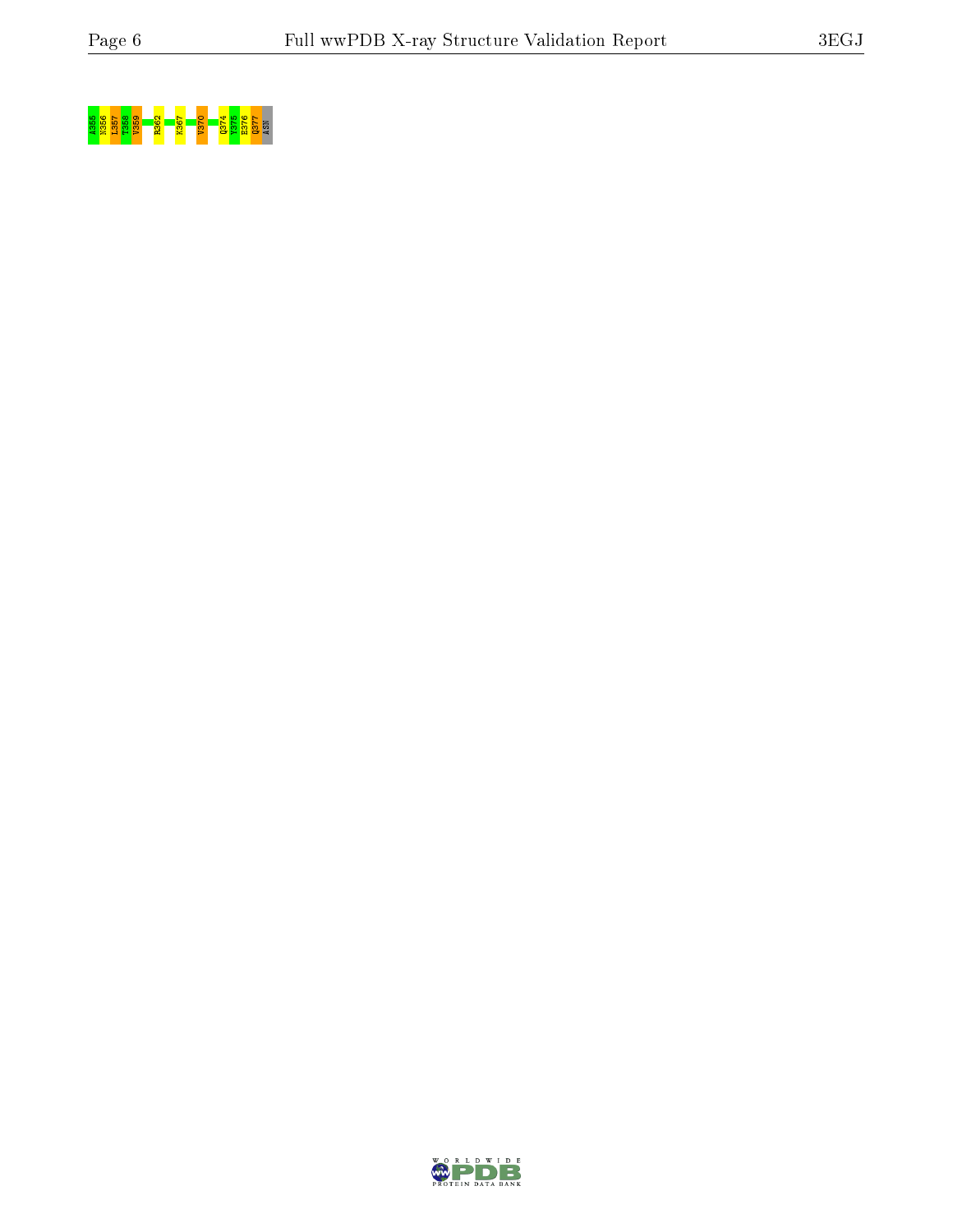A355 N356 L357 T358 V359 R362 K367 V370 Q374 Y375 E376 Q377 ASN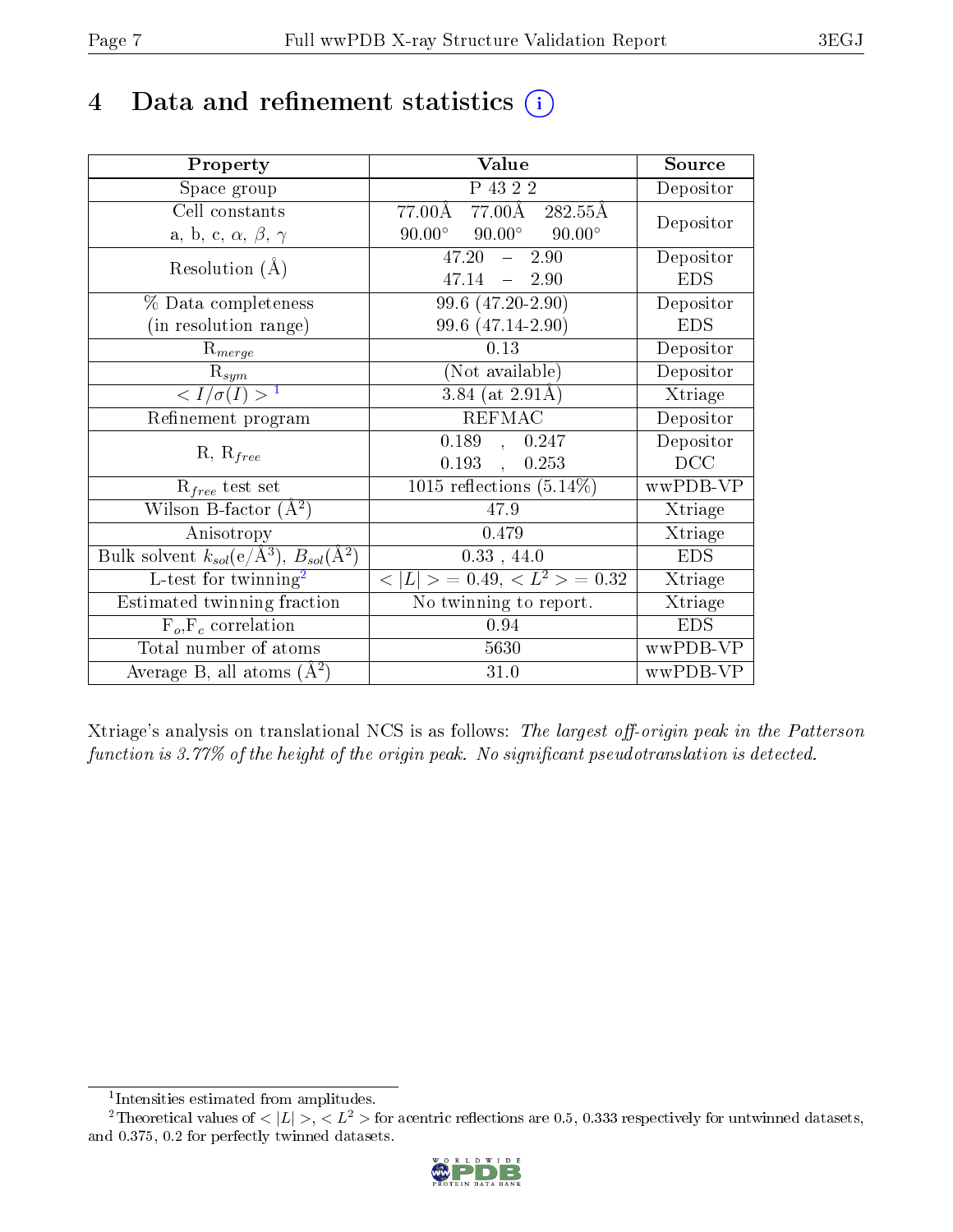# 4 Data and refinement statistics (i)

| Property | Value | Source |
|---|---|---|
| Space group | P 43 2 2 | Depositor |
| Cell constants<br>a, b, c, $\alpha$, $\beta$, $\gamma$ | 77.00Å 77.00Å 282.55Å<br>90.00° 90.00° 90.00° | Depositor |
| Resolution (Å) | 47.20 – 2.90<br>47.14 – 2.90 | Depositor<br>EDS |
| % Data completeness<br>(in resolution range) | 99.6 (47.20-2.90)<br>99.6 (47.14-2.90) | Depositor<br>EDS |
| $R_{merge}$ | 0.13 | Depositor |
| $R_{sym}$ | (Not available) | Depositor |
| $< I/\sigma(I) >$ [1] | 3.84 (at 2.91Å) | Xtriage |
| Refinement program | REFMAC | Depositor |
| R, $R_{free}$ | 0.189 , 0.247<br>0.193 , 0.253 | Depositor<br>DCC |
| $R_{free}$ test set | 1015 reflections (5.14%) | wwPDB-VP |
| Wilson B-factor (Å$^2$) | 47.9 | Xtriage |
| Anisotropy | 0.479 | Xtriage |
| Bulk solvent $k_{sol}$(e/Å$^3$), $B_{sol}$(Å$^2$) | 0.33 , 44.0 | EDS |
| L-test for twinning[2] | $< \|L\| > = 0.49$, $< L^2 > = 0.32$ | Xtriage |
| Estimated twinning fraction | No twinning to report. | Xtriage |
| $F_o$,$F_c$ correlation | 0.94 | EDS |
| Total number of atoms | 5630 | wwPDB-VP |
| Average B, all atoms (Å$^2$) | 31.0 | wwPDB-VP |

Xtriage's analysis on translational NCS is as follows: *The largest off-origin peak in the Patterson function is 3.77% of the height of the origin peak. No significant pseudotranslation is detected.*

[1] Intensities estimated from amplitudes.

[2] Theoretical values of $< |L| >$, $< L^2 >$ for acentric reflections are 0.5, 0.333 respectively for untwinned datasets, and 0.375, 0.2 for perfectly twinned datasets.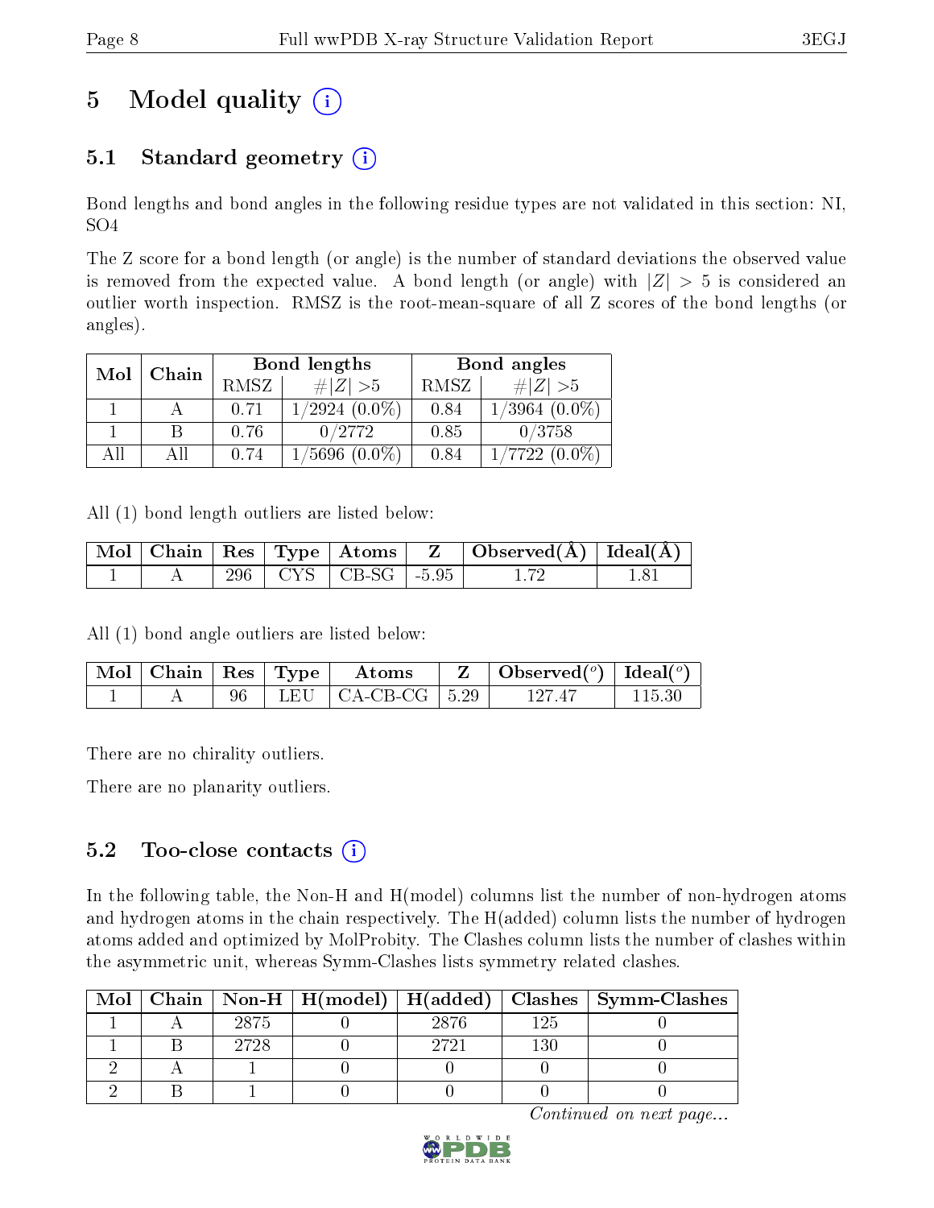# 5 Model quality (i)

## 5.1 Standard geometry (i)

Bond lengths and bond angles in the following residue types are not validated in this section: NI, SO4

The Z score for a bond length (or angle) is the number of standard deviations the observed value is removed from the expected value. A bond length (or angle) with $|Z| > 5$ is considered an outlier worth inspection. RMSZ is the root-mean-square of all Z scores of the bond lengths (or angles).

| Mol | Chain | Bond lengths | | Bond angles | |
|---|---|---|---|---|---|
| | | RMSZ | $\#\|Z\| > 5$ | RMSZ | $\#\|Z\| > 5$ |
| 1 | A | 0.71 | 1/2924 (0.0%) | 0.84 | 1/3964 (0.0%) |
| 1 | B | 0.76 | 0/2772 | 0.85 | 0/3758 |
| All | All | 0.74 | 1/5696 (0.0%) | 0.84 | 1/7722 (0.0%) |

All (1) bond length outliers are listed below:

| Mol | Chain | Res | Type | Atoms | Z | Observed(Å) | Ideal(Å) |
|---|---|---|---|---|---|---|---|
| 1 | A | 296 | CYS | CB-SG | -5.95 | 1.72 | 1.81 |

All (1) bond angle outliers are listed below:

| Mol | Chain | Res | Type | Atoms | Z | Observed(°) | Ideal(°) |
|---|---|---|---|---|---|---|---|
| 1 | A | 96 | LEU | CA-CB-CG | 5.29 | 127.47 | 115.30 |

There are no chirality outliers.

There are no planarity outliers.

## 5.2 Too-close contacts (i)

In the following table, the Non-H and H(model) columns list the number of non-hydrogen atoms and hydrogen atoms in the chain respectively. The H(added) column lists the number of hydrogen atoms added and optimized by MolProbity. The Clashes column lists the number of clashes within the asymmetric unit, whereas Symm-Clashes lists symmetry related clashes.

| Mol | Chain | Non-H | H(model) | H(added) | Clashes | Symm-Clashes |
|---|---|---|---|---|---|---|
| 1 | A | 2875 | 0 | 2876 | 125 | 0 |
| 1 | B | 2728 | 0 | 2721 | 130 | 0 |
| 2 | A | 1 | 0 | 0 | 0 | 0 |
| 2 | B | 1 | 0 | 0 | 0 | 0 |

*Continued on next page...*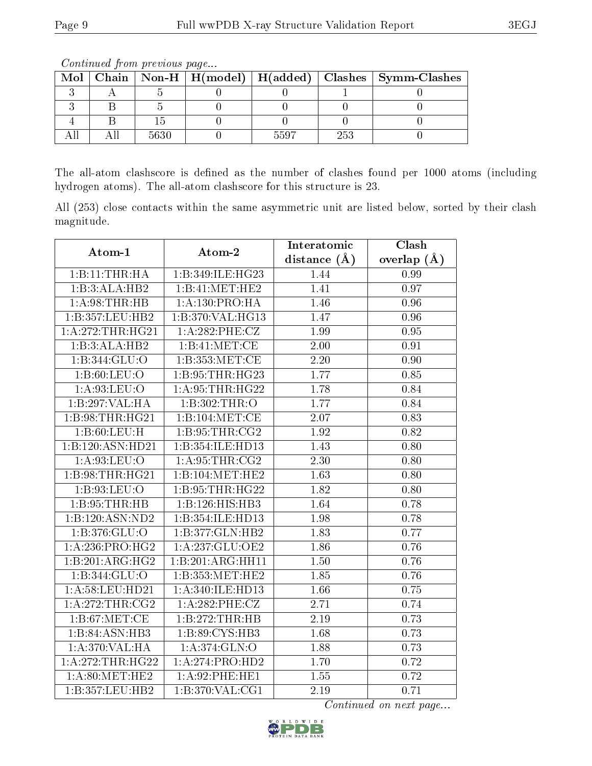*Continued from previous page...*

| Mol | Chain | Non-H | H(model) | H(added) | Clashes | Symm-Clashes |
|---|---|---|---|---|---|---|
| 3 | A | 5 | 0 | 0 | 1 | 0 |
| 3 | B | 5 | 0 | 0 | 0 | 0 |
| 4 | B | 15 | 0 | 0 | 0 | 0 |
| All | All | 5630 | 0 | 5597 | 253 | 0 |

The all-atom clashscore is defined as the number of clashes found per 1000 atoms (including hydrogen atoms). The all-atom clashscore for this structure is 23.

All (253) close contacts within the same asymmetric unit are listed below, sorted by their clash magnitude.

| Atom-1 | Atom-2 | Interatomic distance (Å) | Clash overlap (Å) |
|---|---|---|---|
| 1:B:11:THR:HA | 1:B:349:ILE:HG23 | 1.44 | 0.99 |
| 1:B:3:ALA:HB2 | 1:B:41:MET:HE2 | 1.41 | 0.97 |
| 1:A:98:THR:HB | 1:A:130:PRO:HA | 1.46 | 0.96 |
| 1:B:357:LEU:HB2 | 1:B:370:VAL:HG13 | 1.47 | 0.96 |
| 1:A:272:THR:HG21 | 1:A:282:PHE:CZ | 1.99 | 0.95 |
| 1:B:3:ALA:HB2 | 1:B:41:MET:CE | 2.00 | 0.91 |
| 1:B:344:GLU:O | 1:B:353:MET:CE | 2.20 | 0.90 |
| 1:B:60:LEU:O | 1:B:95:THR:HG23 | 1.77 | 0.85 |
| 1:A:93:LEU:O | 1:A:95:THR:HG22 | 1.78 | 0.84 |
| 1:B:297:VAL:HA | 1:B:302:THR:O | 1.77 | 0.84 |
| 1:B:98:THR:HG21 | 1:B:104:MET:CE | 2.07 | 0.83 |
| 1:B:60:LEU:H | 1:B:95:THR:CG2 | 1.92 | 0.82 |
| 1:B:120:ASN:HD21 | 1:B:354:ILE:HD13 | 1.43 | 0.80 |
| 1:A:93:LEU:O | 1:A:95:THR:CG2 | 2.30 | 0.80 |
| 1:B:98:THR:HG21 | 1:B:104:MET:HE2 | 1.63 | 0.80 |
| 1:B:93:LEU:O | 1:B:95:THR:HG22 | 1.82 | 0.80 |
| 1:B:95:THR:HB | 1:B:126:HIS:HB3 | 1.64 | 0.78 |
| 1:B:120:ASN:ND2 | 1:B:354:ILE:HD13 | 1.98 | 0.78 |
| 1:B:376:GLU:O | 1:B:377:GLN:HB2 | 1.83 | 0.77 |
| 1:A:236:PRO:HG2 | 1:A:237:GLU:OE2 | 1.86 | 0.76 |
| 1:B:201:ARG:HG2 | 1:B:201:ARG:HH11 | 1.50 | 0.76 |
| 1:B:344:GLU:O | 1:B:353:MET:HE2 | 1.85 | 0.76 |
| 1:A:58:LEU:HD21 | 1:A:340:ILE:HD13 | 1.66 | 0.75 |
| 1:A:272:THR:CG2 | 1:A:282:PHE:CZ | 2.71 | 0.74 |
| 1:B:67:MET:CE | 1:B:272:THR:HB | 2.19 | 0.73 |
| 1:B:84:ASN:HB3 | 1:B:89:CYS:HB3 | 1.68 | 0.73 |
| 1:A:370:VAL:HA | 1:A:374:GLN:O | 1.88 | 0.73 |
| 1:A:272:THR:HG22 | 1:A:274:PRO:HD2 | 1.70 | 0.72 |
| 1:A:80:MET:HE2 | 1:A:92:PHE:HE1 | 1.55 | 0.72 |
| 1:B:357:LEU:HB2 | 1:B:370:VAL:CG1 | 2.19 | 0.71 |

*Continued on next page...*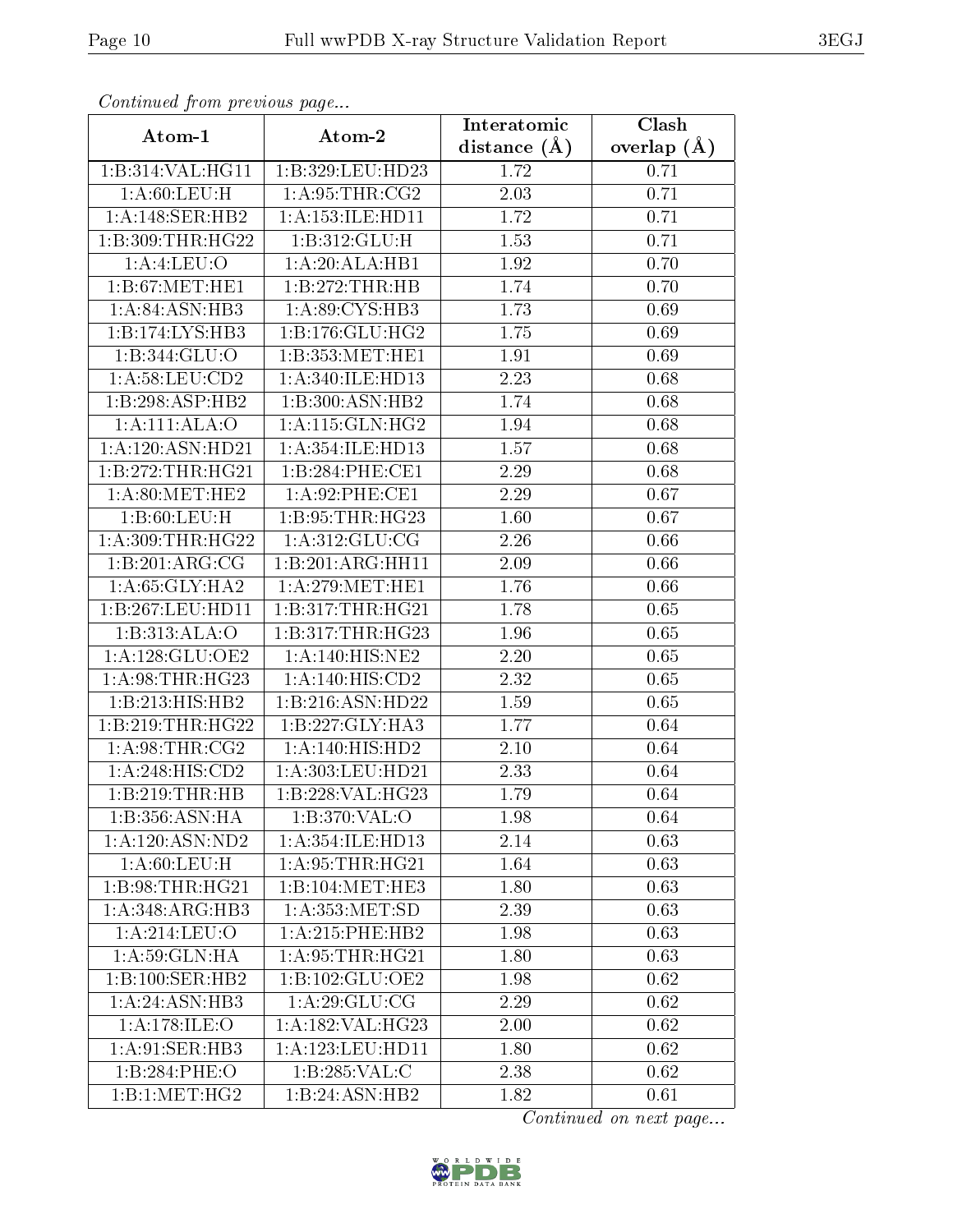*Continued from previous page...*

| Atom-1 | Atom-2 | Interatomic distance (Å) | Clash overlap (Å) |
|---|---|---|---|
| 1:B:314:VAL:HG11 | 1:B:329:LEU:HD23 | 1.72 | 0.71 |
| 1:A:60:LEU:H | 1:A:95:THR:CG2 | 2.03 | 0.71 |
| 1:A:148:SER:HB2 | 1:A:153:ILE:HD11 | 1.72 | 0.71 |
| 1:B:309:THR:HG22 | 1:B:312:GLU:H | 1.53 | 0.71 |
| 1:A:4:LEU:O | 1:A:20:ALA:HB1 | 1.92 | 0.70 |
| 1:B:67:MET:HE1 | 1:B:272:THR:HB | 1.74 | 0.70 |
| 1:A:84:ASN:HB3 | 1:A:89:CYS:HB3 | 1.73 | 0.69 |
| 1:B:174:LYS:HB3 | 1:B:176:GLU:HG2 | 1.75 | 0.69 |
| 1:B:344:GLU:O | 1:B:353:MET:HE1 | 1.91 | 0.69 |
| 1:A:58:LEU:CD2 | 1:A:340:ILE:HD13 | 2.23 | 0.68 |
| 1:B:298:ASP:HB2 | 1:B:300:ASN:HB2 | 1.74 | 0.68 |
| 1:A:111:ALA:O | 1:A:115:GLN:HG2 | 1.94 | 0.68 |
| 1:A:120:ASN:HD21 | 1:A:354:ILE:HD13 | 1.57 | 0.68 |
| 1:B:272:THR:HG21 | 1:B:284:PHE:CE1 | 2.29 | 0.68 |
| 1:A:80:MET:HE2 | 1:A:92:PHE:CE1 | 2.29 | 0.67 |
| 1:B:60:LEU:H | 1:B:95:THR:HG23 | 1.60 | 0.67 |
| 1:A:309:THR:HG22 | 1:A:312:GLU:CG | 2.26 | 0.66 |
| 1:B:201:ARG:CG | 1:B:201:ARG:HH11 | 2.09 | 0.66 |
| 1:A:65:GLY:HA2 | 1:A:279:MET:HE1 | 1.76 | 0.66 |
| 1:B:267:LEU:HD11 | 1:B:317:THR:HG21 | 1.78 | 0.65 |
| 1:B:313:ALA:O | 1:B:317:THR:HG23 | 1.96 | 0.65 |
| 1:A:128:GLU:OE2 | 1:A:140:HIS:NE2 | 2.20 | 0.65 |
| 1:A:98:THR:HG23 | 1:A:140:HIS:CD2 | 2.32 | 0.65 |
| 1:B:213:HIS:HB2 | 1:B:216:ASN:HD22 | 1.59 | 0.65 |
| 1:B:219:THR:HG22 | 1:B:227:GLY:HA3 | 1.77 | 0.64 |
| 1:A:98:THR:CG2 | 1:A:140:HIS:HD2 | 2.10 | 0.64 |
| 1:A:248:HIS:CD2 | 1:A:303:LEU:HD21 | 2.33 | 0.64 |
| 1:B:219:THR:HB | 1:B:228:VAL:HG23 | 1.79 | 0.64 |
| 1:B:356:ASN:HA | 1:B:370:VAL:O | 1.98 | 0.64 |
| 1:A:120:ASN:ND2 | 1:A:354:ILE:HD13 | 2.14 | 0.63 |
| 1:A:60:LEU:H | 1:A:95:THR:HG21 | 1.64 | 0.63 |
| 1:B:98:THR:HG21 | 1:B:104:MET:HE3 | 1.80 | 0.63 |
| 1:A:348:ARG:HB3 | 1:A:353:MET:SD | 2.39 | 0.63 |
| 1:A:214:LEU:O | 1:A:215:PHE:HB2 | 1.98 | 0.63 |
| 1:A:59:GLN:HA | 1:A:95:THR:HG21 | 1.80 | 0.63 |
| 1:B:100:SER:HB2 | 1:B:102:GLU:OE2 | 1.98 | 0.62 |
| 1:A:24:ASN:HB3 | 1:A:29:GLU:CG | 2.29 | 0.62 |
| 1:A:178:ILE:O | 1:A:182:VAL:HG23 | 2.00 | 0.62 |
| 1:A:91:SER:HB3 | 1:A:123:LEU:HD11 | 1.80 | 0.62 |
| 1:B:284:PHE:O | 1:B:285:VAL:C | 2.38 | 0.62 |
| 1:B:1:MET:HG2 | 1:B:24:ASN:HB2 | 1.82 | 0.61 |

*Continued on next page...*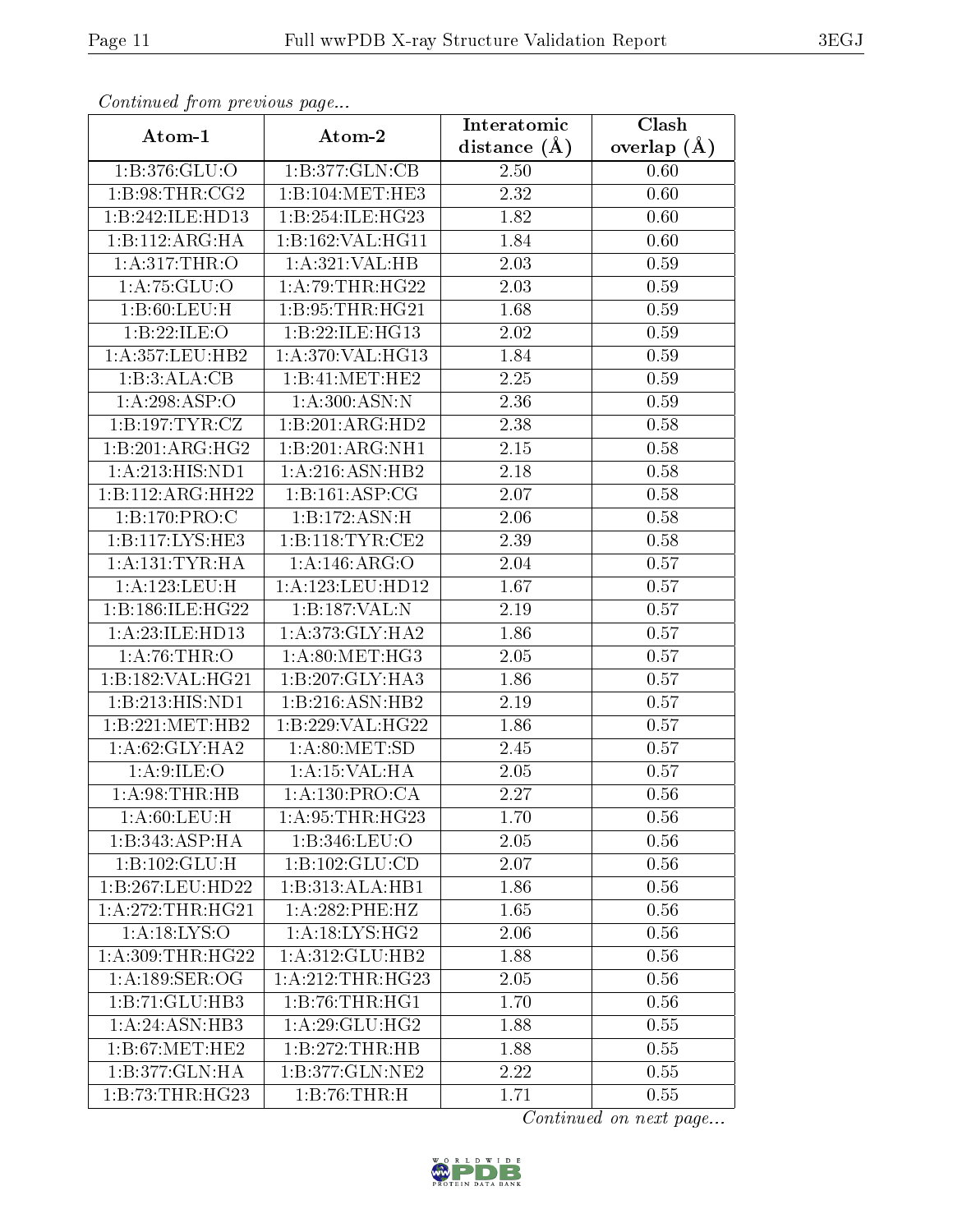*Continued from previous page...*

| Atom-1 | Atom-2 | Interatomic distance (Å) | Clash overlap (Å) |
|---|---|---|---|
| 1:B:376:GLU:O | 1:B:377:GLN:CB | 2.50 | 0.60 |
| 1:B:98:THR:CG2 | 1:B:104:MET:HE3 | 2.32 | 0.60 |
| 1:B:242:ILE:HD13 | 1:B:254:ILE:HG23 | 1.82 | 0.60 |
| 1:B:112:ARG:HA | 1:B:162:VAL:HG11 | 1.84 | 0.60 |
| 1:A:317:THR:O | 1:A:321:VAL:HB | 2.03 | 0.59 |
| 1:A:75:GLU:O | 1:A:79:THR:HG22 | 2.03 | 0.59 |
| 1:B:60:LEU:H | 1:B:95:THR:HG21 | 1.68 | 0.59 |
| 1:B:22:ILE:O | 1:B:22:ILE:HG13 | 2.02 | 0.59 |
| 1:A:357:LEU:HB2 | 1:A:370:VAL:HG13 | 1.84 | 0.59 |
| 1:B:3:ALA:CB | 1:B:41:MET:HE2 | 2.25 | 0.59 |
| 1:A:298:ASP:O | 1:A:300:ASN:N | 2.36 | 0.59 |
| 1:B:197:TYR:CZ | 1:B:201:ARG:HD2 | 2.38 | 0.58 |
| 1:B:201:ARG:HG2 | 1:B:201:ARG:NH1 | 2.15 | 0.58 |
| 1:A:213:HIS:ND1 | 1:A:216:ASN:HB2 | 2.18 | 0.58 |
| 1:B:112:ARG:HH22 | 1:B:161:ASP:CG | 2.07 | 0.58 |
| 1:B:170:PRO:C | 1:B:172:ASN:H | 2.06 | 0.58 |
| 1:B:117:LYS:HE3 | 1:B:118:TYR:CE2 | 2.39 | 0.58 |
| 1:A:131:TYR:HA | 1:A:146:ARG:O | 2.04 | 0.57 |
| 1:A:123:LEU:H | 1:A:123:LEU:HD12 | 1.67 | 0.57 |
| 1:B:186:ILE:HG22 | 1:B:187:VAL:N | 2.19 | 0.57 |
| 1:A:23:ILE:HD13 | 1:A:373:GLY:HA2 | 1.86 | 0.57 |
| 1:A:76:THR:O | 1:A:80:MET:HG3 | 2.05 | 0.57 |
| 1:B:182:VAL:HG21 | 1:B:207:GLY:HA3 | 1.86 | 0.57 |
| 1:B:213:HIS:ND1 | 1:B:216:ASN:HB2 | 2.19 | 0.57 |
| 1:B:221:MET:HB2 | 1:B:229:VAL:HG22 | 1.86 | 0.57 |
| 1:A:62:GLY:HA2 | 1:A:80:MET:SD | 2.45 | 0.57 |
| 1:A:9:ILE:O | 1:A:15:VAL:HA | 2.05 | 0.57 |
| 1:A:98:THR:HB | 1:A:130:PRO:CA | 2.27 | 0.56 |
| 1:A:60:LEU:H | 1:A:95:THR:HG23 | 1.70 | 0.56 |
| 1:B:343:ASP:HA | 1:B:346:LEU:O | 2.05 | 0.56 |
| 1:B:102:GLU:H | 1:B:102:GLU:CD | 2.07 | 0.56 |
| 1:B:267:LEU:HD22 | 1:B:313:ALA:HB1 | 1.86 | 0.56 |
| 1:A:272:THR:HG21 | 1:A:282:PHE:HZ | 1.65 | 0.56 |
| 1:A:18:LYS:O | 1:A:18:LYS:HG2 | 2.06 | 0.56 |
| 1:A:309:THR:HG22 | 1:A:312:GLU:HB2 | 1.88 | 0.56 |
| 1:A:189:SER:OG | 1:A:212:THR:HG23 | 2.05 | 0.56 |
| 1:B:71:GLU:HB3 | 1:B:76:THR:HG1 | 1.70 | 0.56 |
| 1:A:24:ASN:HB3 | 1:A:29:GLU:HG2 | 1.88 | 0.55 |
| 1:B:67:MET:HE2 | 1:B:272:THR:HB | 1.88 | 0.55 |
| 1:B:377:GLN:HA | 1:B:377:GLN:NE2 | 2.22 | 0.55 |
| 1:B:73:THR:HG23 | 1:B:76:THR:H | 1.71 | 0.55 |

*Continued on next page...*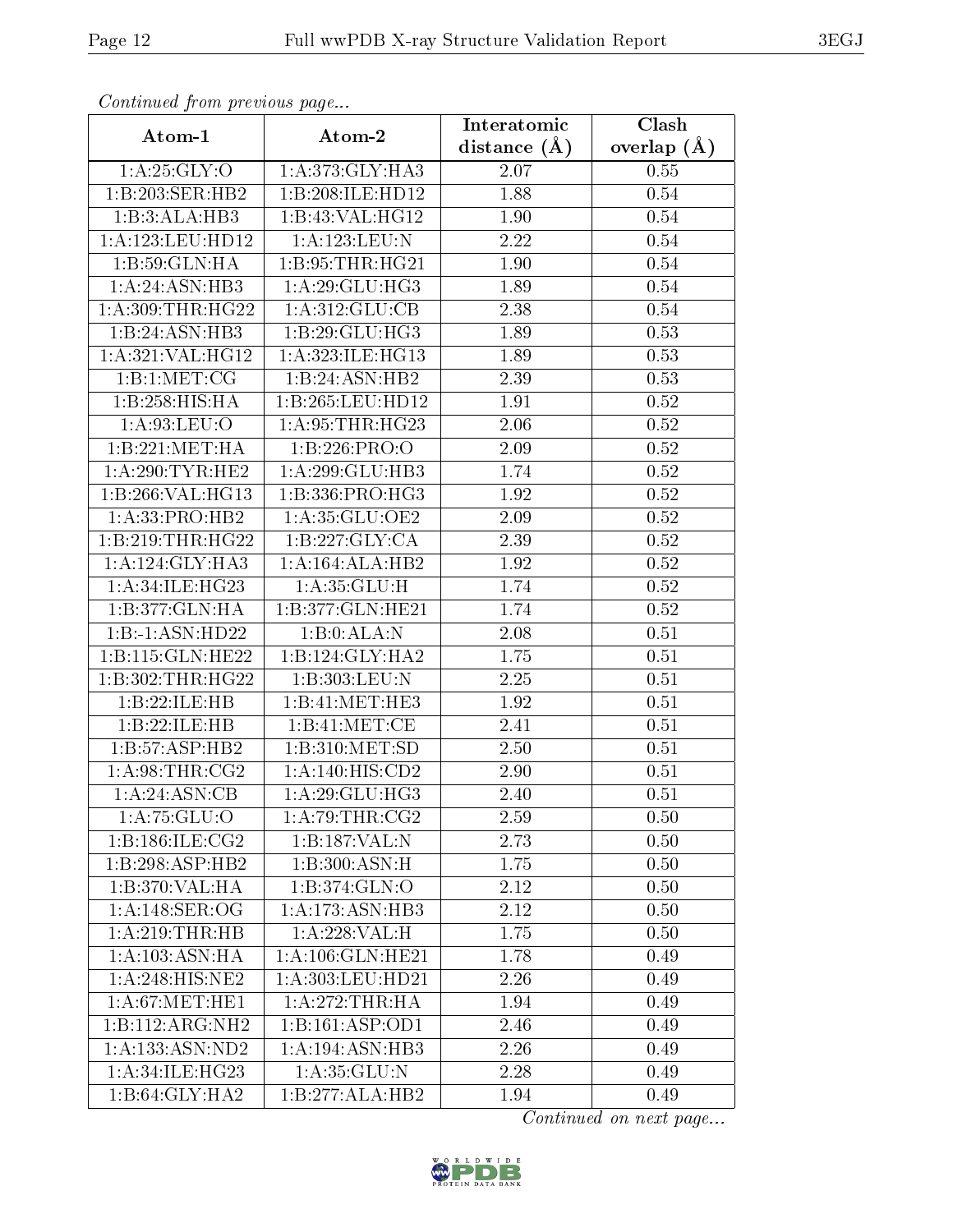*Continued from previous page...*

| Atom-1 | Atom-2 | Interatomic distance (Å) | Clash overlap (Å) |
|---|---|---|---|
| 1:A:25:GLY:O | 1:A:373:GLY:HA3 | 2.07 | 0.55 |
| 1:B:203:SER:HB2 | 1:B:208:ILE:HD12 | 1.88 | 0.54 |
| 1:B:3:ALA:HB3 | 1:B:43:VAL:HG12 | 1.90 | 0.54 |
| 1:A:123:LEU:HD12 | 1:A:123:LEU:N | 2.22 | 0.54 |
| 1:B:59:GLN:HA | 1:B:95:THR:HG21 | 1.90 | 0.54 |
| 1:A:24:ASN:HB3 | 1:A:29:GLU:HG3 | 1.89 | 0.54 |
| 1:A:309:THR:HG22 | 1:A:312:GLU:CB | 2.38 | 0.54 |
| 1:B:24:ASN:HB3 | 1:B:29:GLU:HG3 | 1.89 | 0.53 |
| 1:A:321:VAL:HG12 | 1:A:323:ILE:HG13 | 1.89 | 0.53 |
| 1:B:1:MET:CG | 1:B:24:ASN:HB2 | 2.39 | 0.53 |
| 1:B:258:HIS:HA | 1:B:265:LEU:HD12 | 1.91 | 0.52 |
| 1:A:93:LEU:O | 1:A:95:THR:HG23 | 2.06 | 0.52 |
| 1:B:221:MET:HA | 1:B:226:PRO:O | 2.09 | 0.52 |
| 1:A:290:TYR:HE2 | 1:A:299:GLU:HB3 | 1.74 | 0.52 |
| 1:B:266:VAL:HG13 | 1:B:336:PRO:HG3 | 1.92 | 0.52 |
| 1:A:33:PRO:HB2 | 1:A:35:GLU:OE2 | 2.09 | 0.52 |
| 1:B:219:THR:HG22 | 1:B:227:GLY:CA | 2.39 | 0.52 |
| 1:A:124:GLY:HA3 | 1:A:164:ALA:HB2 | 1.92 | 0.52 |
| 1:A:34:ILE:HG23 | 1:A:35:GLU:H | 1.74 | 0.52 |
| 1:B:377:GLN:HA | 1:B:377:GLN:HE21 | 1.74 | 0.52 |
| 1:B:-1:ASN:HD22 | 1:B:0:ALA:N | 2.08 | 0.51 |
| 1:B:115:GLN:HE22 | 1:B:124:GLY:HA2 | 1.75 | 0.51 |
| 1:B:302:THR:HG22 | 1:B:303:LEU:N | 2.25 | 0.51 |
| 1:B:22:ILE:HB | 1:B:41:MET:HE3 | 1.92 | 0.51 |
| 1:B:22:ILE:HB | 1:B:41:MET:CE | 2.41 | 0.51 |
| 1:B:57:ASP:HB2 | 1:B:310:MET:SD | 2.50 | 0.51 |
| 1:A:98:THR:CG2 | 1:A:140:HIS:CD2 | 2.90 | 0.51 |
| 1:A:24:ASN:CB | 1:A:29:GLU:HG3 | 2.40 | 0.51 |
| 1:A:75:GLU:O | 1:A:79:THR:CG2 | 2.59 | 0.50 |
| 1:B:186:ILE:CG2 | 1:B:187:VAL:N | 2.73 | 0.50 |
| 1:B:298:ASP:HB2 | 1:B:300:ASN:H | 1.75 | 0.50 |
| 1:B:370:VAL:HA | 1:B:374:GLN:O | 2.12 | 0.50 |
| 1:A:148:SER:OG | 1:A:173:ASN:HB3 | 2.12 | 0.50 |
| 1:A:219:THR:HB | 1:A:228:VAL:H | 1.75 | 0.50 |
| 1:A:103:ASN:HA | 1:A:106:GLN:HE21 | 1.78 | 0.49 |
| 1:A:248:HIS:NE2 | 1:A:303:LEU:HD21 | 2.26 | 0.49 |
| 1:A:67:MET:HE1 | 1:A:272:THR:HA | 1.94 | 0.49 |
| 1:B:112:ARG:NH2 | 1:B:161:ASP:OD1 | 2.46 | 0.49 |
| 1:A:133:ASN:ND2 | 1:A:194:ASN:HB3 | 2.26 | 0.49 |
| 1:A:34:ILE:HG23 | 1:A:35:GLU:N | 2.28 | 0.49 |
| 1:B:64:GLY:HA2 | 1:B:277:ALA:HB2 | 1.94 | 0.49 |

*Continued on next page...*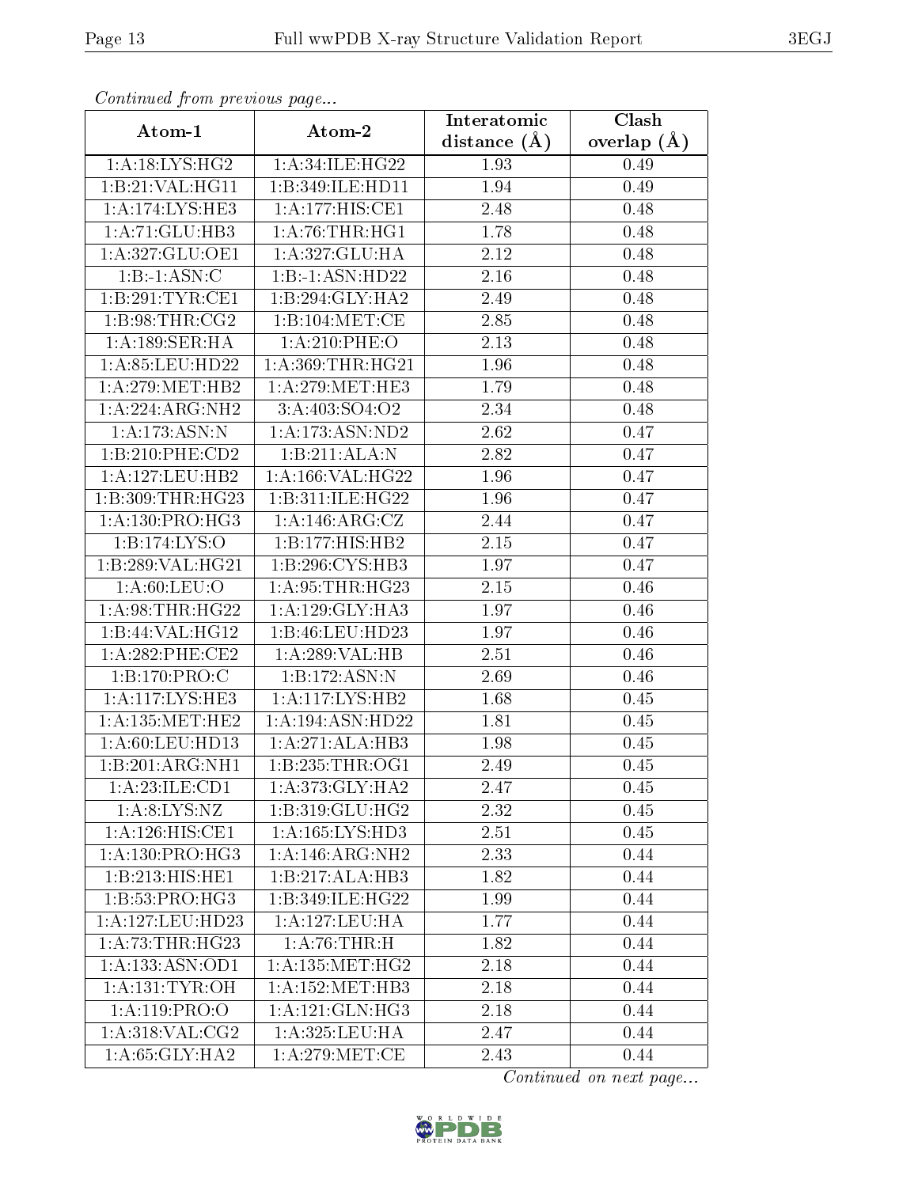*Continued from previous page...*

| Atom-1 | Atom-2 | Interatomic distance (Å) | Clash overlap (Å) |
|---|---|---|---|
| 1:A:18:LYS:HG2 | 1:A:34:ILE:HG22 | 1.93 | 0.49 |
| 1:B:21:VAL:HG11 | 1:B:349:ILE:HD11 | 1.94 | 0.49 |
| 1:A:174:LYS:HE3 | 1:A:177:HIS:CE1 | 2.48 | 0.48 |
| 1:A:71:GLU:HB3 | 1:A:76:THR:HG1 | 1.78 | 0.48 |
| 1:A:327:GLU:OE1 | 1:A:327:GLU:HA | 2.12 | 0.48 |
| 1:B:-1:ASN:C | 1:B:-1:ASN:HD22 | 2.16 | 0.48 |
| 1:B:291:TYR:CE1 | 1:B:294:GLY:HA2 | 2.49 | 0.48 |
| 1:B:98:THR:CG2 | 1:B:104:MET:CE | 2.85 | 0.48 |
| 1:A:189:SER:HA | 1:A:210:PHE:O | 2.13 | 0.48 |
| 1:A:85:LEU:HD22 | 1:A:369:THR:HG21 | 1.96 | 0.48 |
| 1:A:279:MET:HB2 | 1:A:279:MET:HE3 | 1.79 | 0.48 |
| 1:A:224:ARG:NH2 | 3:A:403:SO4:O2 | 2.34 | 0.48 |
| 1:A:173:ASN:N | 1:A:173:ASN:ND2 | 2.62 | 0.47 |
| 1:B:210:PHE:CD2 | 1:B:211:ALA:N | 2.82 | 0.47 |
| 1:A:127:LEU:HB2 | 1:A:166:VAL:HG22 | 1.96 | 0.47 |
| 1:B:309:THR:HG23 | 1:B:311:ILE:HG22 | 1.96 | 0.47 |
| 1:A:130:PRO:HG3 | 1:A:146:ARG:CZ | 2.44 | 0.47 |
| 1:B:174:LYS:O | 1:B:177:HIS:HB2 | 2.15 | 0.47 |
| 1:B:289:VAL:HG21 | 1:B:296:CYS:HB3 | 1.97 | 0.47 |
| 1:A:60:LEU:O | 1:A:95:THR:HG23 | 2.15 | 0.46 |
| 1:A:98:THR:HG22 | 1:A:129:GLY:HA3 | 1.97 | 0.46 |
| 1:B:44:VAL:HG12 | 1:B:46:LEU:HD23 | 1.97 | 0.46 |
| 1:A:282:PHE:CE2 | 1:A:289:VAL:HB | 2.51 | 0.46 |
| 1:B:170:PRO:C | 1:B:172:ASN:N | 2.69 | 0.46 |
| 1:A:117:LYS:HE3 | 1:A:117:LYS:HB2 | 1.68 | 0.45 |
| 1:A:135:MET:HE2 | 1:A:194:ASN:HD22 | 1.81 | 0.45 |
| 1:A:60:LEU:HD13 | 1:A:271:ALA:HB3 | 1.98 | 0.45 |
| 1:B:201:ARG:NH1 | 1:B:235:THR:OG1 | 2.49 | 0.45 |
| 1:A:23:ILE:CD1 | 1:A:373:GLY:HA2 | 2.47 | 0.45 |
| 1:A:8:LYS:NZ | 1:B:319:GLU:HG2 | 2.32 | 0.45 |
| 1:A:126:HIS:CE1 | 1:A:165:LYS:HD3 | 2.51 | 0.45 |
| 1:A:130:PRO:HG3 | 1:A:146:ARG:NH2 | 2.33 | 0.44 |
| 1:B:213:HIS:HE1 | 1:B:217:ALA:HB3 | 1.82 | 0.44 |
| 1:B:53:PRO:HG3 | 1:B:349:ILE:HG22 | 1.99 | 0.44 |
| 1:A:127:LEU:HD23 | 1:A:127:LEU:HA | 1.77 | 0.44 |
| 1:A:73:THR:HG23 | 1:A:76:THR:H | 1.82 | 0.44 |
| 1:A:133:ASN:OD1 | 1:A:135:MET:HG2 | 2.18 | 0.44 |
| 1:A:131:TYR:OH | 1:A:152:MET:HB3 | 2.18 | 0.44 |
| 1:A:119:PRO:O | 1:A:121:GLN:HG3 | 2.18 | 0.44 |
| 1:A:318:VAL:CG2 | 1:A:325:LEU:HA | 2.47 | 0.44 |
| 1:A:65:GLY:HA2 | 1:A:279:MET:CE | 2.43 | 0.44 |

*Continued on next page...*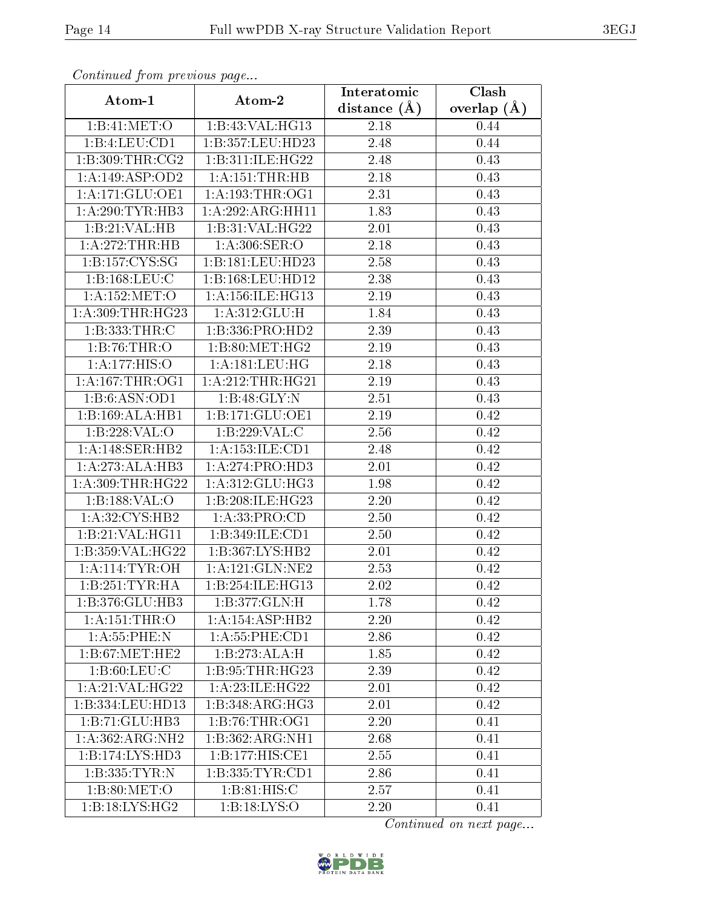*Continued from previous page...*

| Atom-1 | Atom-2 | Interatomic distance (Å) | Clash overlap (Å) |
|---|---|---|---|
| 1:B:41:MET:O | 1:B:43:VAL:HG13 | 2.18 | 0.44 |
| 1:B:4:LEU:CD1 | 1:B:357:LEU:HD23 | 2.48 | 0.44 |
| 1:B:309:THR:CG2 | 1:B:311:ILE:HG22 | 2.48 | 0.43 |
| 1:A:149:ASP:OD2 | 1:A:151:THR:HB | 2.18 | 0.43 |
| 1:A:171:GLU:OE1 | 1:A:193:THR:OG1 | 2.31 | 0.43 |
| 1:A:290:TYR:HB3 | 1:A:292:ARG:HH11 | 1.83 | 0.43 |
| 1:B:21:VAL:HB | 1:B:31:VAL:HG22 | 2.01 | 0.43 |
| 1:A:272:THR:HB | 1:A:306:SER:O | 2.18 | 0.43 |
| 1:B:157:CYS:SG | 1:B:181:LEU:HD23 | 2.58 | 0.43 |
| 1:B:168:LEU:C | 1:B:168:LEU:HD12 | 2.38 | 0.43 |
| 1:A:152:MET:O | 1:A:156:ILE:HG13 | 2.19 | 0.43 |
| 1:A:309:THR:HG23 | 1:A:312:GLU:H | 1.84 | 0.43 |
| 1:B:333:THR:C | 1:B:336:PRO:HD2 | 2.39 | 0.43 |
| 1:B:76:THR:O | 1:B:80:MET:HG2 | 2.19 | 0.43 |
| 1:A:177:HIS:O | 1:A:181:LEU:HG | 2.18 | 0.43 |
| 1:A:167:THR:OG1 | 1:A:212:THR:HG21 | 2.19 | 0.43 |
| 1:B:6:ASN:OD1 | 1:B:48:GLY:N | 2.51 | 0.43 |
| 1:B:169:ALA:HB1 | 1:B:171:GLU:OE1 | 2.19 | 0.42 |
| 1:B:228:VAL:O | 1:B:229:VAL:C | 2.56 | 0.42 |
| 1:A:148:SER:HB2 | 1:A:153:ILE:CD1 | 2.48 | 0.42 |
| 1:A:273:ALA:HB3 | 1:A:274:PRO:HD3 | 2.01 | 0.42 |
| 1:A:309:THR:HG22 | 1:A:312:GLU:HG3 | 1.98 | 0.42 |
| 1:B:188:VAL:O | 1:B:208:ILE:HG23 | 2.20 | 0.42 |
| 1:A:32:CYS:HB2 | 1:A:33:PRO:CD | 2.50 | 0.42 |
| 1:B:21:VAL:HG11 | 1:B:349:ILE:CD1 | 2.50 | 0.42 |
| 1:B:359:VAL:HG22 | 1:B:367:LYS:HB2 | 2.01 | 0.42 |
| 1:A:114:TYR:OH | 1:A:121:GLN:NE2 | 2.53 | 0.42 |
| 1:B:251:TYR:HA | 1:B:254:ILE:HG13 | 2.02 | 0.42 |
| 1:B:376:GLU:HB3 | 1:B:377:GLN:H | 1.78 | 0.42 |
| 1:A:151:THR:O | 1:A:154:ASP:HB2 | 2.20 | 0.42 |
| 1:A:55:PHE:N | 1:A:55:PHE:CD1 | 2.86 | 0.42 |
| 1:B:67:MET:HE2 | 1:B:273:ALA:H | 1.85 | 0.42 |
| 1:B:60:LEU:C | 1:B:95:THR:HG23 | 2.39 | 0.42 |
| 1:A:21:VAL:HG22 | 1:A:23:ILE:HG22 | 2.01 | 0.42 |
| 1:B:334:LEU:HD13 | 1:B:348:ARG:HG3 | 2.01 | 0.42 |
| 1:B:71:GLU:HB3 | 1:B:76:THR:OG1 | 2.20 | 0.41 |
| 1:A:362:ARG:NH2 | 1:B:362:ARG:NH1 | 2.68 | 0.41 |
| 1:B:174:LYS:HD3 | 1:B:177:HIS:CE1 | 2.55 | 0.41 |
| 1:B:335:TYR:N | 1:B:335:TYR:CD1 | 2.86 | 0.41 |
| 1:B:80:MET:O | 1:B:81:HIS:C | 2.57 | 0.41 |
| 1:B:18:LYS:HG2 | 1:B:18:LYS:O | 2.20 | 0.41 |

*Continued on next page...*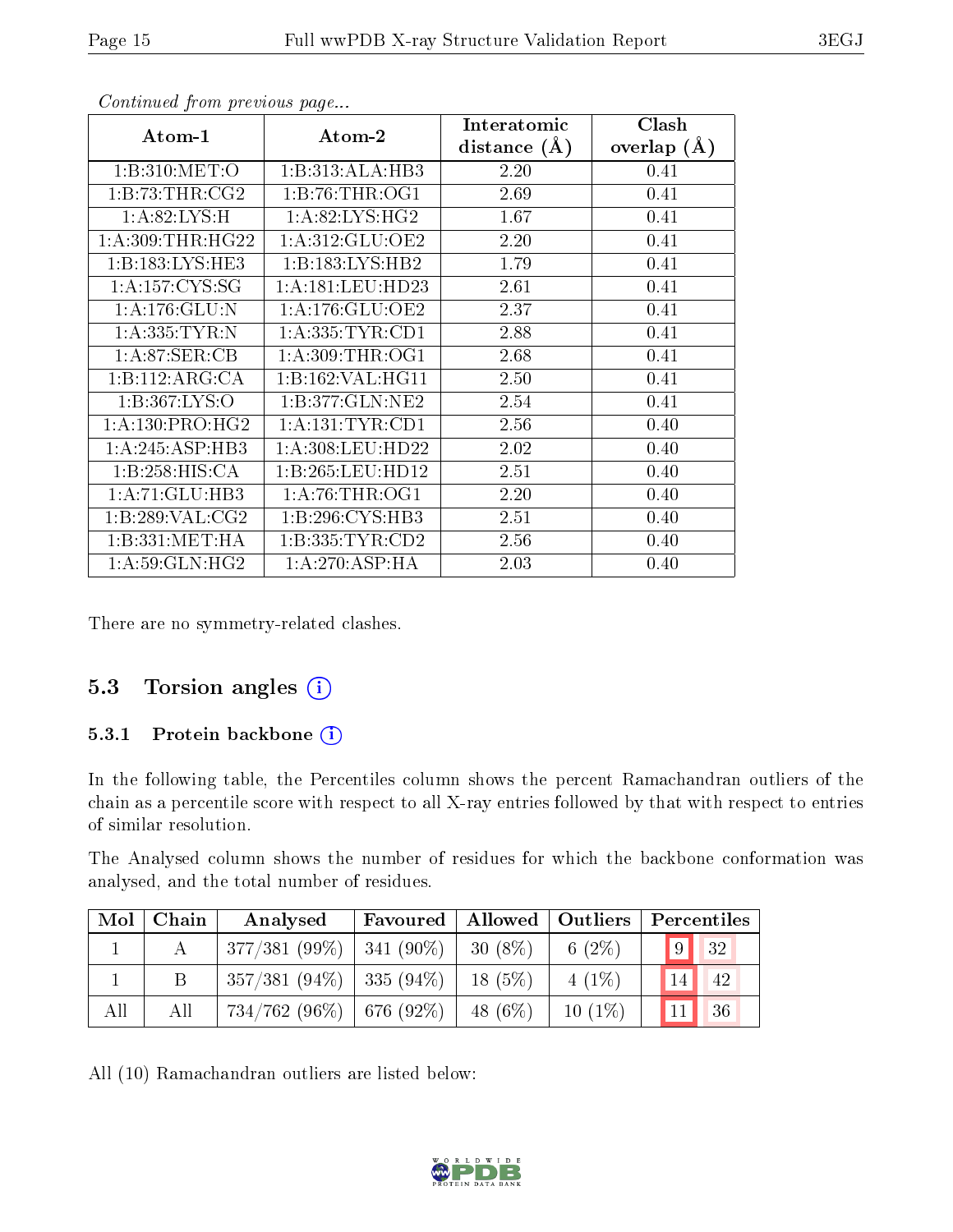*Continued from previous page...*

| Atom-1 | Atom-2 | Interatomic distance (Å) | Clash overlap (Å) |
|---|---|---|---|
| 1:B:310:MET:O | 1:B:313:ALA:HB3 | 2.20 | 0.41 |
| 1:B:73:THR:CG2 | 1:B:76:THR:OG1 | 2.69 | 0.41 |
| 1:A:82:LYS:H | 1:A:82:LYS:HG2 | 1.67 | 0.41 |
| 1:A:309:THR:HG22 | 1:A:312:GLU:OE2 | 2.20 | 0.41 |
| 1:B:183:LYS:HE3 | 1:B:183:LYS:HB2 | 1.79 | 0.41 |
| 1:A:157:CYS:SG | 1:A:181:LEU:HD23 | 2.61 | 0.41 |
| 1:A:176:GLU:N | 1:A:176:GLU:OE2 | 2.37 | 0.41 |
| 1:A:335:TYR:N | 1:A:335:TYR:CD1 | 2.88 | 0.41 |
| 1:A:87:SER:CB | 1:A:309:THR:OG1 | 2.68 | 0.41 |
| 1:B:112:ARG:CA | 1:B:162:VAL:HG11 | 2.50 | 0.41 |
| 1:B:367:LYS:O | 1:B:377:GLN:NE2 | 2.54 | 0.41 |
| 1:A:130:PRO:HG2 | 1:A:131:TYR:CD1 | 2.56 | 0.40 |
| 1:A:245:ASP:HB3 | 1:A:308:LEU:HD22 | 2.02 | 0.40 |
| 1:B:258:HIS:CA | 1:B:265:LEU:HD12 | 2.51 | 0.40 |
| 1:A:71:GLU:HB3 | 1:A:76:THR:OG1 | 2.20 | 0.40 |
| 1:B:289:VAL:CG2 | 1:B:296:CYS:HB3 | 2.51 | 0.40 |
| 1:B:331:MET:HA | 1:B:335:TYR:CD2 | 2.56 | 0.40 |
| 1:A:59:GLN:HG2 | 1:A:270:ASP:HA | 2.03 | 0.40 |

There are no symmetry-related clashes.

## 5.3 Torsion angles

### 5.3.1 Protein backbone

In the following table, the Percentiles column shows the percent Ramachandran outliers of the chain as a percentile score with respect to all X-ray entries followed by that with respect to entries of similar resolution.

The Analysed column shows the number of residues for which the backbone conformation was analysed, and the total number of residues.

| Mol | Chain | Analysed | Favoured | Allowed | Outliers | Percentiles | |
|---|---|---|---|---|---|---|---|
| 1 | A | 377/381 (99%) | 341 (90%) | 30 (8%) | 6 (2%) | 9 | 32 |
| 1 | B | 357/381 (94%) | 335 (94%) | 18 (5%) | 4 (1%) | 14 | 42 |
| All | All | 734/762 (96%) | 676 (92%) | 48 (6%) | 10 (1%) | 11 | 36 |

All (10) Ramachandran outliers are listed below: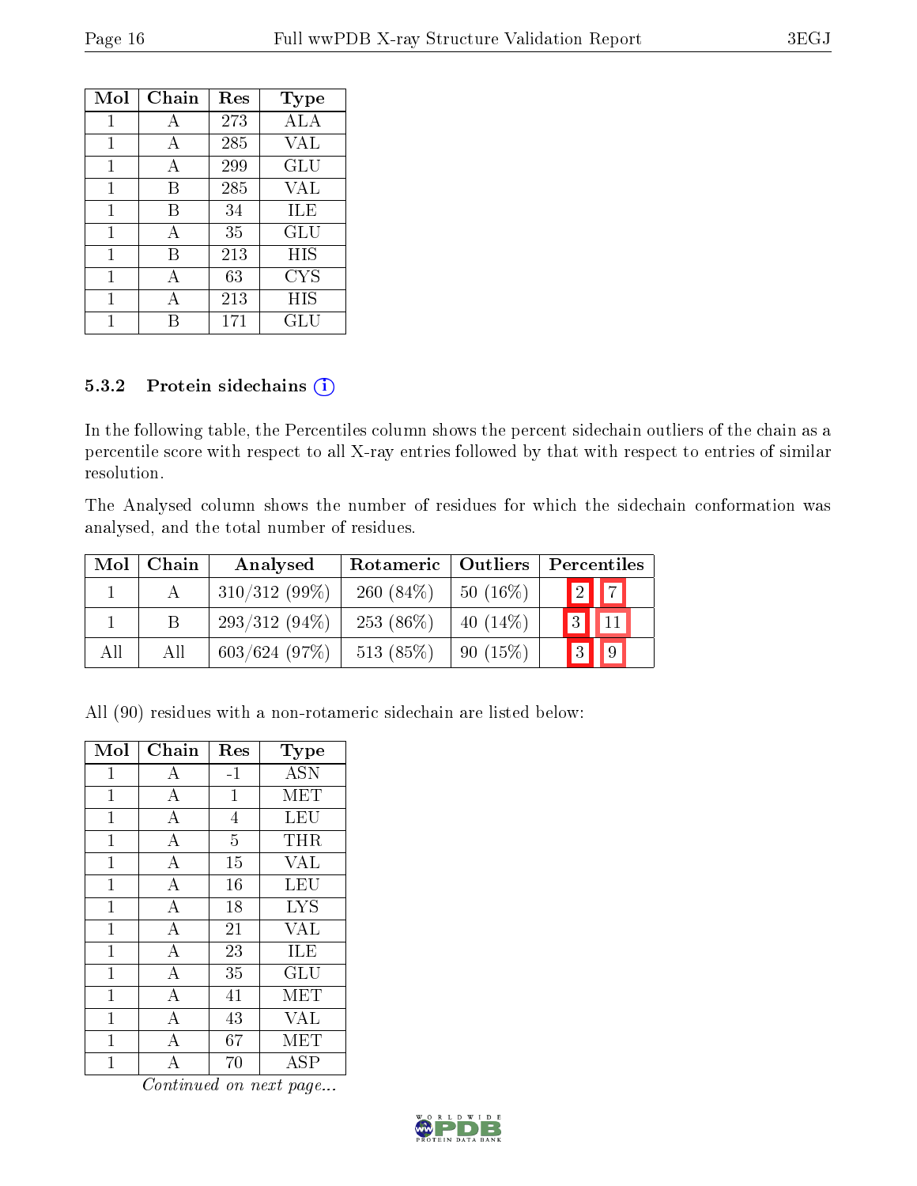| Mol | Chain | Res | Type |
|---|---|---|---|
| 1 | A | 273 | ALA |
| 1 | A | 285 | VAL |
| 1 | A | 299 | GLU |
| 1 | B | 285 | VAL |
| 1 | B | 34 | ILE |
| 1 | A | 35 | GLU |
| 1 | B | 213 | HIS |
| 1 | A | 63 | CYS |
| 1 | A | 213 | HIS |
| 1 | B | 171 | GLU |

### 5.3.2 Protein sidechains

In the following table, the Percentiles column shows the percent sidechain outliers of the chain as a percentile score with respect to all X-ray entries followed by that with respect to entries of similar resolution.

The Analysed column shows the number of residues for which the sidechain conformation was analysed, and the total number of residues.

| Mol | Chain | Analysed | Rotameric | Outliers | Percentiles | |
|---|---|---|---|---|---|---|
| 1 | A | 310/312 (99%) | 260 (84%) | 50 (16%) | 2 | 7 |
| 1 | B | 293/312 (94%) | 253 (86%) | 40 (14%) | 3 | 11 |
| All | All | 603/624 (97%) | 513 (85%) | 90 (15%) | 3 | 9 |

All (90) residues with a non-rotameric sidechain are listed below:

| Mol | Chain | Res | Type |
|---|---|---|---|
| 1 | A | -1 | ASN |
| 1 | A | 1 | MET |
| 1 | A | 4 | LEU |
| 1 | A | 5 | THR |
| 1 | A | 15 | VAL |
| 1 | A | 16 | LEU |
| 1 | A | 18 | LYS |
| 1 | A | 21 | VAL |
| 1 | A | 23 | ILE |
| 1 | A | 35 | GLU |
| 1 | A | 41 | MET |
| 1 | A | 43 | VAL |
| 1 | A | 67 | MET |
| 1 | A | 70 | ASP |

*Continued on next page...*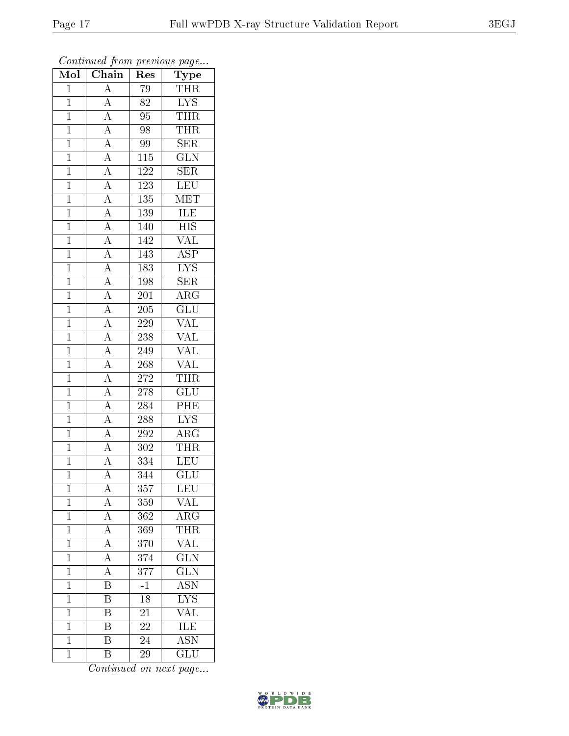*Continued from previous page...*

| Mol | Chain | Res | Type |
|---|---|---|---|
| 1 | A | 79 | THR |
| 1 | A | 82 | LYS |
| 1 | A | 95 | THR |
| 1 | A | 98 | THR |
| 1 | A | 99 | SER |
| 1 | A | 115 | GLN |
| 1 | A | 122 | SER |
| 1 | A | 123 | LEU |
| 1 | A | 135 | MET |
| 1 | A | 139 | ILE |
| 1 | A | 140 | HIS |
| 1 | A | 142 | VAL |
| 1 | A | 143 | ASP |
| 1 | A | 183 | LYS |
| 1 | A | 198 | SER |
| 1 | A | 201 | ARG |
| 1 | A | 205 | GLU |
| 1 | A | 229 | VAL |
| 1 | A | 238 | VAL |
| 1 | A | 249 | VAL |
| 1 | A | 268 | VAL |
| 1 | A | 272 | THR |
| 1 | A | 278 | GLU |
| 1 | A | 284 | PHE |
| 1 | A | 288 | LYS |
| 1 | A | 292 | ARG |
| 1 | A | 302 | THR |
| 1 | A | 334 | LEU |
| 1 | A | 344 | GLU |
| 1 | A | 357 | LEU |
| 1 | A | 359 | VAL |
| 1 | A | 362 | ARG |
| 1 | A | 369 | THR |
| 1 | A | 370 | VAL |
| 1 | A | 374 | GLN |
| 1 | A | 377 | GLN |
| 1 | B | -1 | ASN |
| 1 | B | 18 | LYS |
| 1 | B | 21 | VAL |
| 1 | B | 22 | ILE |
| 1 | B | 24 | ASN |
| 1 | B | 29 | GLU |

*Continued on next page...*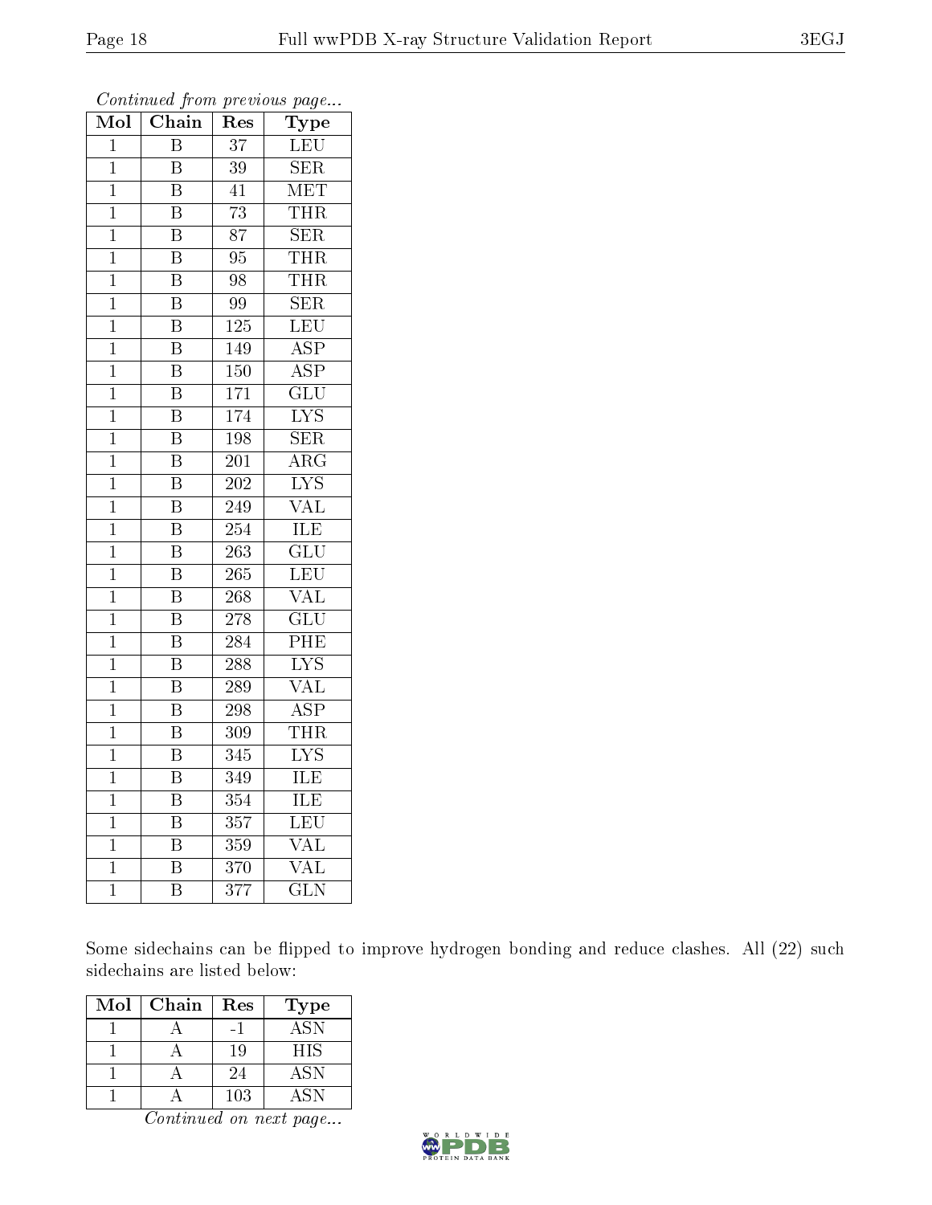*Continued from previous page...*

| Mol | Chain | Res | Type |
|---|---|---|---|
| 1 | B | 37 | LEU |
| 1 | B | 39 | SER |
| 1 | B | 41 | MET |
| 1 | B | 73 | THR |
| 1 | B | 87 | SER |
| 1 | B | 95 | THR |
| 1 | B | 98 | THR |
| 1 | B | 99 | SER |
| 1 | B | 125 | LEU |
| 1 | B | 149 | ASP |
| 1 | B | 150 | ASP |
| 1 | B | 171 | GLU |
| 1 | B | 174 | LYS |
| 1 | B | 198 | SER |
| 1 | B | 201 | ARG |
| 1 | B | 202 | LYS |
| 1 | B | 249 | VAL |
| 1 | B | 254 | ILE |
| 1 | B | 263 | GLU |
| 1 | B | 265 | LEU |
| 1 | B | 268 | VAL |
| 1 | B | 278 | GLU |
| 1 | B | 284 | PHE |
| 1 | B | 288 | LYS |
| 1 | B | 289 | VAL |
| 1 | B | 298 | ASP |
| 1 | B | 309 | THR |
| 1 | B | 345 | LYS |
| 1 | B | 349 | ILE |
| 1 | B | 354 | ILE |
| 1 | B | 357 | LEU |
| 1 | B | 359 | VAL |
| 1 | B | 370 | VAL |
| 1 | B | 377 | GLN |

Some sidechains can be flipped to improve hydrogen bonding and reduce clashes. All (22) such sidechains are listed below:

| Mol | Chain | Res | Type |
|---|---|---|---|
| 1 | A | -1 | ASN |
| 1 | A | 19 | HIS |
| 1 | A | 24 | ASN |
| 1 | A | 103 | ASN |

*Continued on next page...*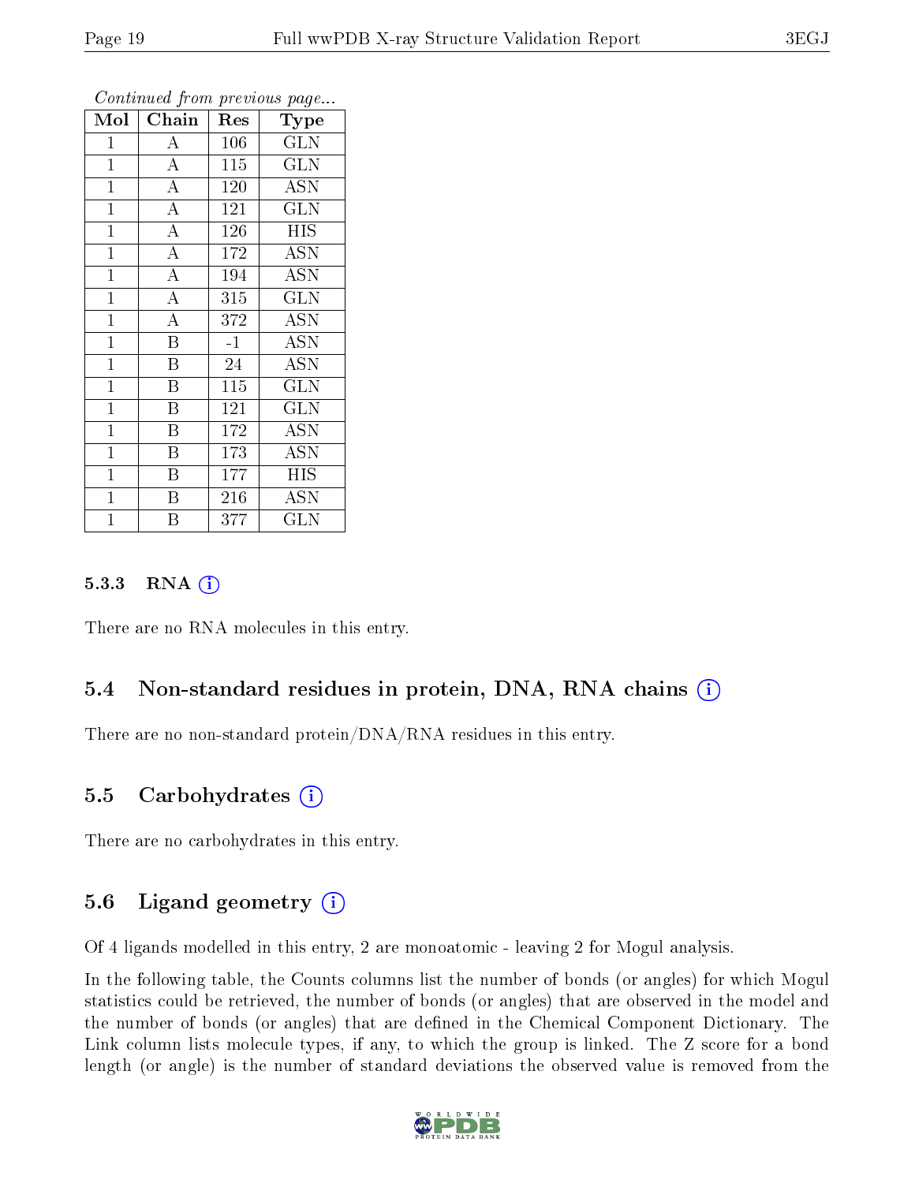*Continued from previous page...*

| Mol | Chain | Res | Type |
|---|---|---|---|
| 1 | A | 106 | GLN |
| 1 | A | 115 | GLN |
| 1 | A | 120 | ASN |
| 1 | A | 121 | GLN |
| 1 | A | 126 | HIS |
| 1 | A | 172 | ASN |
| 1 | A | 194 | ASN |
| 1 | A | 315 | GLN |
| 1 | A | 372 | ASN |
| 1 | B | -1 | ASN |
| 1 | B | 24 | ASN |
| 1 | B | 115 | GLN |
| 1 | B | 121 | GLN |
| 1 | B | 172 | ASN |
| 1 | B | 173 | ASN |
| 1 | B | 177 | HIS |
| 1 | B | 216 | ASN |
| 1 | B | 377 | GLN |

#### 5.3.3 RNA (i)

There are no RNA molecules in this entry.

### 5.4 Non-standard residues in protein, DNA, RNA chains (i)

There are no non-standard protein/DNA/RNA residues in this entry.

### 5.5 Carbohydrates (i)

There are no carbohydrates in this entry.

### 5.6 Ligand geometry (i)

Of 4 ligands modelled in this entry, 2 are monoatomic - leaving 2 for Mogul analysis.

In the following table, the Counts columns list the number of bonds (or angles) for which Mogul statistics could be retrieved, the number of bonds (or angles) that are observed in the model and the number of bonds (or angles) that are defined in the Chemical Component Dictionary. The Link column lists molecule types, if any, to which the group is linked. The Z score for a bond length (or angle) is the number of standard deviations the observed value is removed from the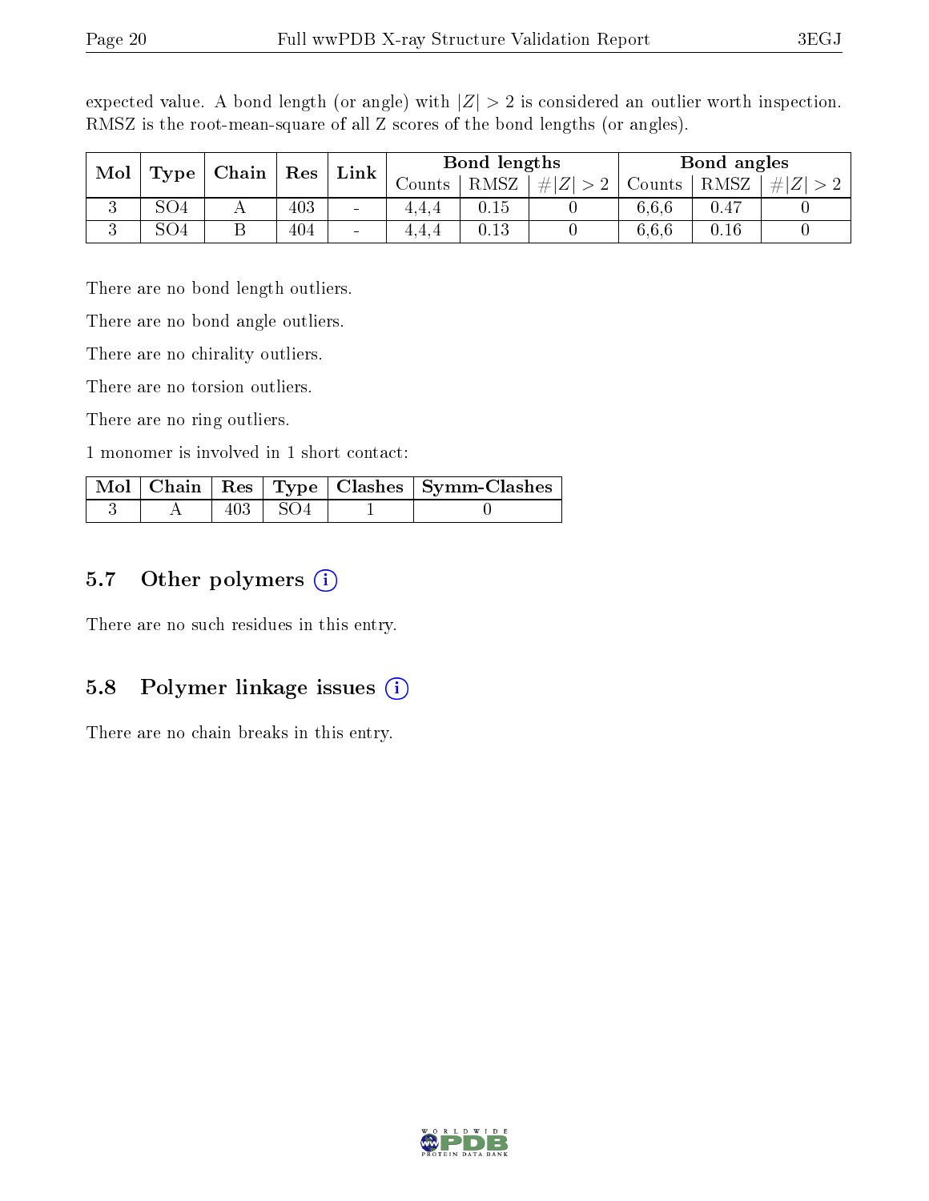expected value. A bond length (or angle) with $|Z| > 2$ is considered an outlier worth inspection. RMSZ is the root-mean-square of all Z scores of the bond lengths (or angles).

| Mol | Type | Chain | Res | Link | Bond lengths | | | Bond angles | | |
|---|---|---|---|---|---|---|---|---|---|---|
| | | | | | Counts | RMSZ | $\#\|Z\| > 2$ | Counts | RMSZ | $\#\|Z\| > 2$ |
| 3 | SO4 | A | 403 | - | 4,4,4 | 0.15 | 0 | 6,6,6 | 0.47 | 0 |
| 3 | SO4 | B | 404 | - | 4,4,4 | 0.13 | 0 | 6,6,6 | 0.16 | 0 |

There are no bond length outliers.

There are no bond angle outliers.

There are no chirality outliers.

There are no torsion outliers.

There are no ring outliers.

1 monomer is involved in 1 short contact:

| Mol | Chain | Res | Type | Clashes | Symm-Clashes |
|---|---|---|---|---|---|
| 3 | A | 403 | SO4 | 1 | 0 |

## 5.7 Other polymers

There are no such residues in this entry.

## 5.8 Polymer linkage issues

There are no chain breaks in this entry.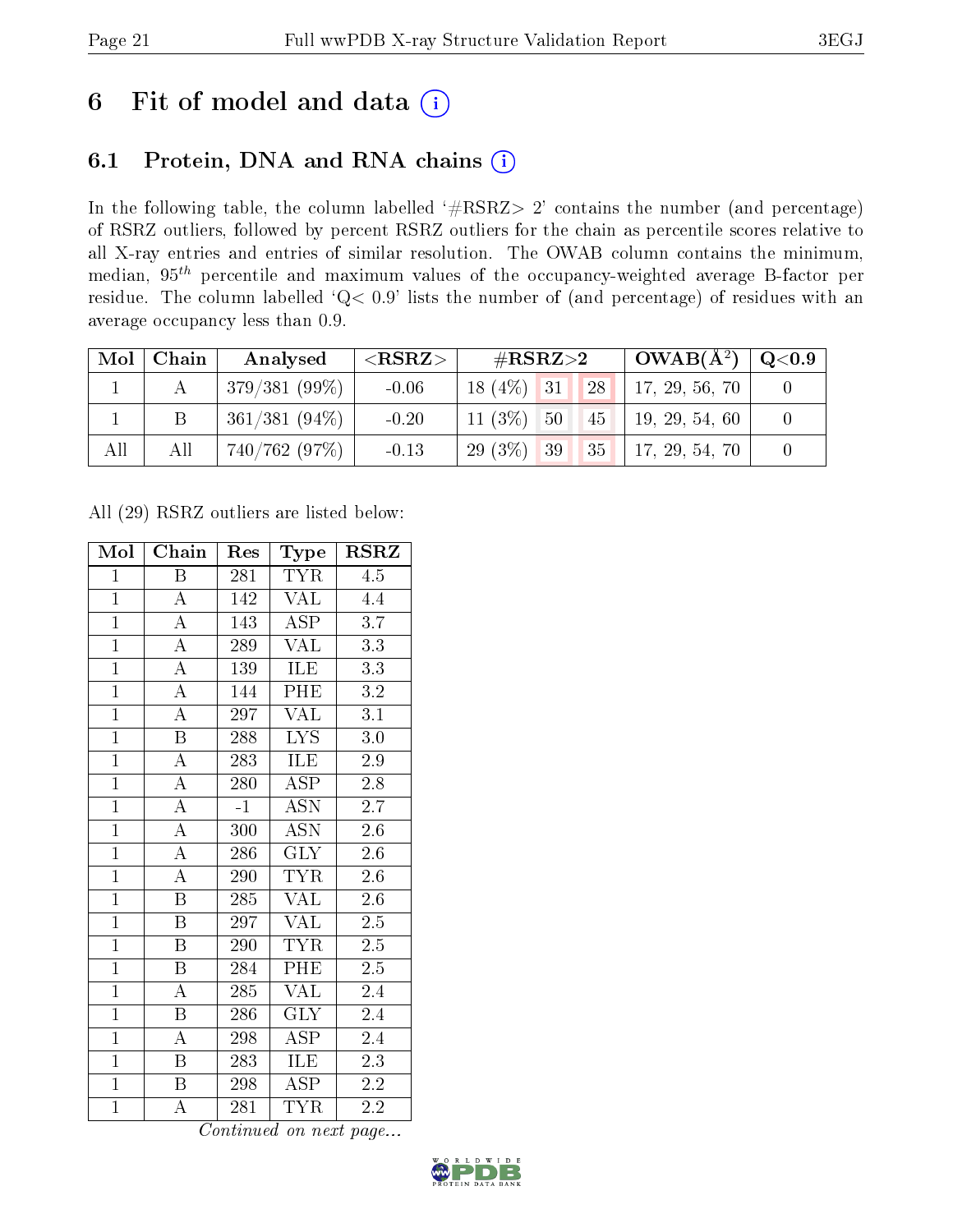# 6 Fit of model and data

## 6.1 Protein, DNA and RNA chains

In the following table, the column labelled '#RSRZ> 2' contains the number (and percentage) of RSRZ outliers, followed by percent RSRZ outliers for the chain as percentile scores relative to all X-ray entries and entries of similar resolution. The OWAB column contains the minimum, median, $95^{th}$ percentile and maximum values of the occupancy-weighted average B-factor per residue. The column labelled 'Q< 0.9' lists the number of (and percentage) of residues with an average occupancy less than 0.9.

| Mol | Chain | Analysed | <RSRZ> | #RSRZ>2 | | | OWAB(Å²) | Q<0.9 |
|---|---|---|---|---|---|---|---|---|
| 1 | A | 379/381 (99%) | -0.06 | 18 (4%) | 31 | 28 | 17, 29, 56, 70 | 0 |
| 1 | B | 361/381 (94%) | -0.20 | 11 (3%) | 50 | 45 | 19, 29, 54, 60 | 0 |
| All | All | 740/762 (97%) | -0.13 | 29 (3%) | 39 | 35 | 17, 29, 54, 70 | 0 |

All (29) RSRZ outliers are listed below:

| Mol | Chain | Res | Type | RSRZ |
|---|---|---|---|---|
| 1 | B | 281 | TYR | 4.5 |
| 1 | A | 142 | VAL | 4.4 |
| 1 | A | 143 | ASP | 3.7 |
| 1 | A | 289 | VAL | 3.3 |
| 1 | A | 139 | ILE | 3.3 |
| 1 | A | 144 | PHE | 3.2 |
| 1 | A | 297 | VAL | 3.1 |
| 1 | B | 288 | LYS | 3.0 |
| 1 | A | 283 | ILE | 2.9 |
| 1 | A | 280 | ASP | 2.8 |
| 1 | A | -1 | ASN | 2.7 |
| 1 | A | 300 | ASN | 2.6 |
| 1 | A | 286 | GLY | 2.6 |
| 1 | A | 290 | TYR | 2.6 |
| 1 | B | 285 | VAL | 2.6 |
| 1 | B | 297 | VAL | 2.5 |
| 1 | B | 290 | TYR | 2.5 |
| 1 | B | 284 | PHE | 2.5 |
| 1 | A | 285 | VAL | 2.4 |
| 1 | B | 286 | GLY | 2.4 |
| 1 | A | 298 | ASP | 2.4 |
| 1 | B | 283 | ILE | 2.3 |
| 1 | B | 298 | ASP | 2.2 |
| 1 | A | 281 | TYR | 2.2 |

*Continued on next page...*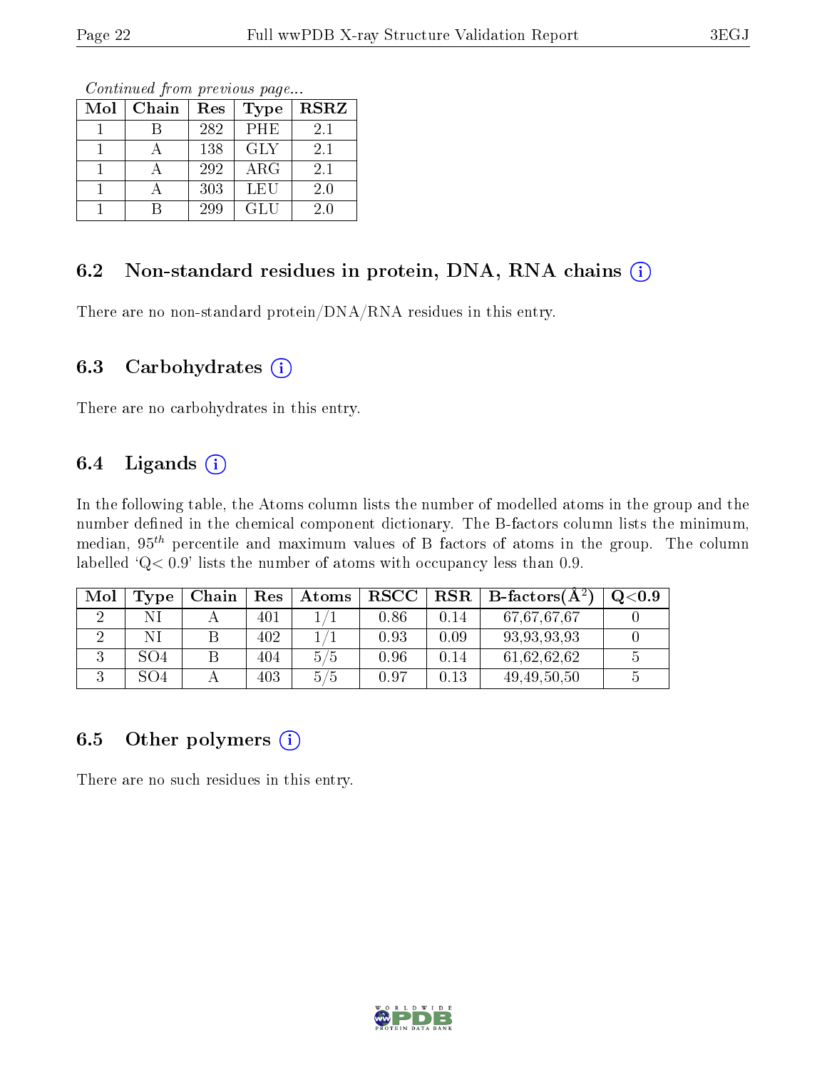*Continued from previous page...*

| Mol | Chain | Res | Type | RSRZ |
|---|---|---|---|---|
| 1 | B | 282 | PHE | 2.1 |
| 1 | A | 138 | GLY | 2.1 |
| 1 | A | 292 | ARG | 2.1 |
| 1 | A | 303 | LEU | 2.0 |
| 1 | B | 299 | GLU | 2.0 |

### 6.2 Non-standard residues in protein, DNA, RNA chains (i)

There are no non-standard protein/DNA/RNA residues in this entry.

### 6.3 Carbohydrates (i)

There are no carbohydrates in this entry.

### 6.4 Ligands (i)

In the following table, the Atoms column lists the number of modelled atoms in the group and the number defined in the chemical component dictionary. The B-factors column lists the minimum, median, $95^{th}$ percentile and maximum values of B factors of atoms in the group. The column labelled 'Q< 0.9' lists the number of atoms with occupancy less than 0.9.

| Mol | Type | Chain | Res | Atoms | RSCC | RSR | B-factors($Å^2$) | Q<0.9 |
|---|---|---|---|---|---|---|---|---|
| 2 | NI | A | 401 | 1/1 | 0.86 | 0.14 | 67,67,67,67 | 0 |
| 2 | NI | B | 402 | 1/1 | 0.93 | 0.09 | 93,93,93,93 | 0 |
| 3 | SO4 | B | 404 | 5/5 | 0.96 | 0.14 | 61,62,62,62 | 5 |
| 3 | SO4 | A | 403 | 5/5 | 0.97 | 0.13 | 49,49,50,50 | 5 |

### 6.5 Other polymers (i)

There are no such residues in this entry.